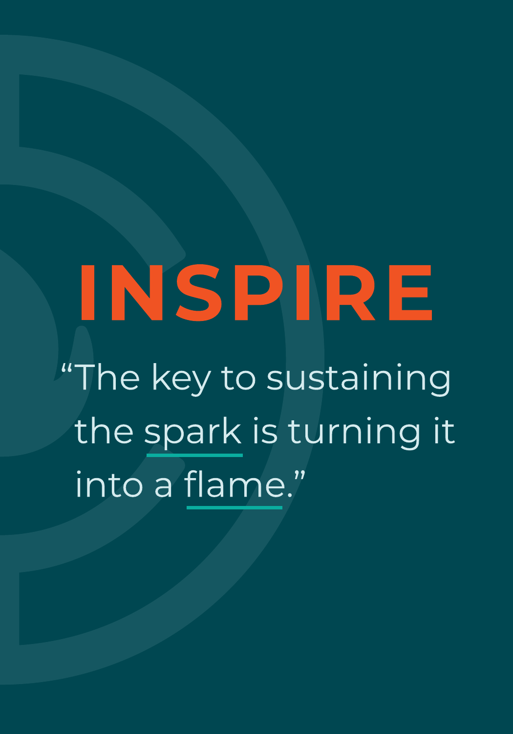# INSPIRE

"The key to sustaining the spark is turning it into a flame."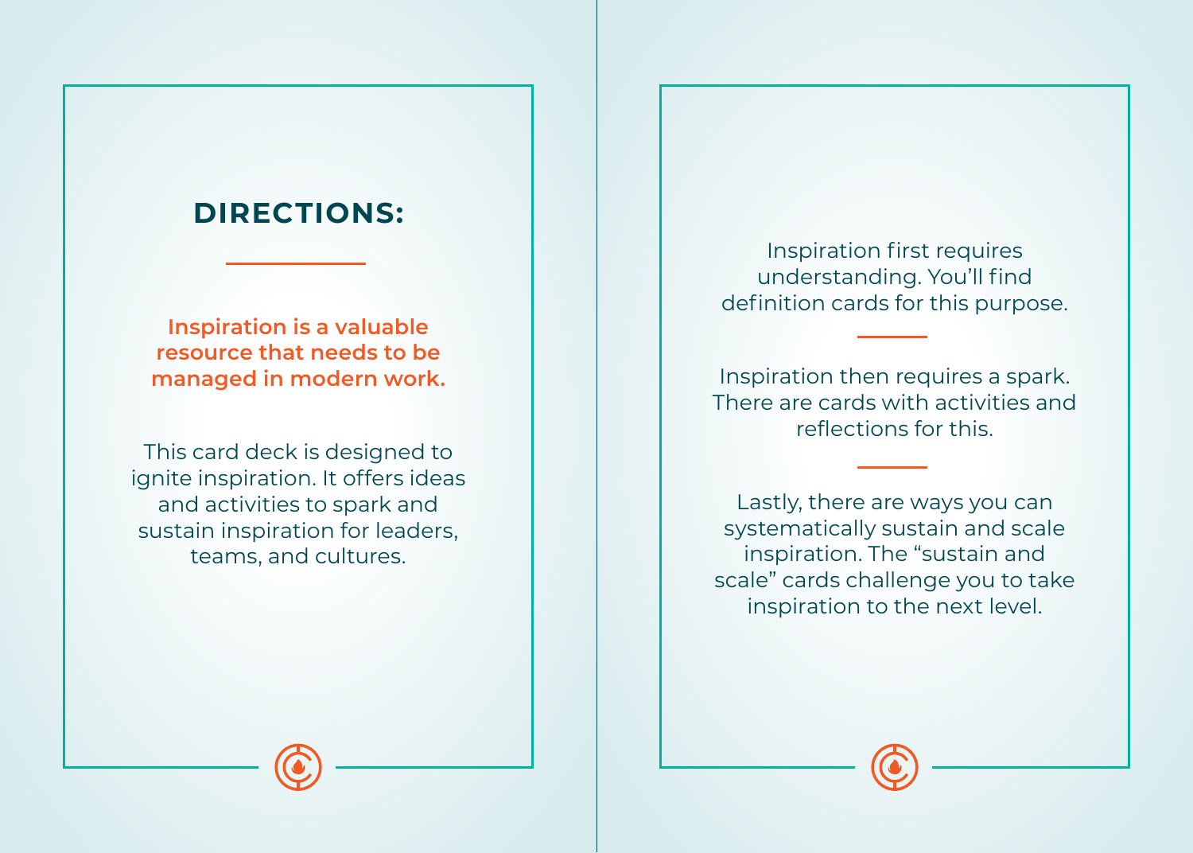## DIRECTIONS:

**Inspiration is a valuable resource that needs to be managed in modern work.**

This card deck is designed to ignite inspiration. It offers ideas and activities to spark and sustain inspiration for leaders, teams, and cultures.

Inspiration first requires understanding. You'll find definition cards for this purpose.

Inspiration then requires a spark. There are cards with activities and reflections for this.

Lastly, there are ways you can systematically sustain and scale inspiration. The "sustain and scale" cards challenge you to take inspiration to the next level.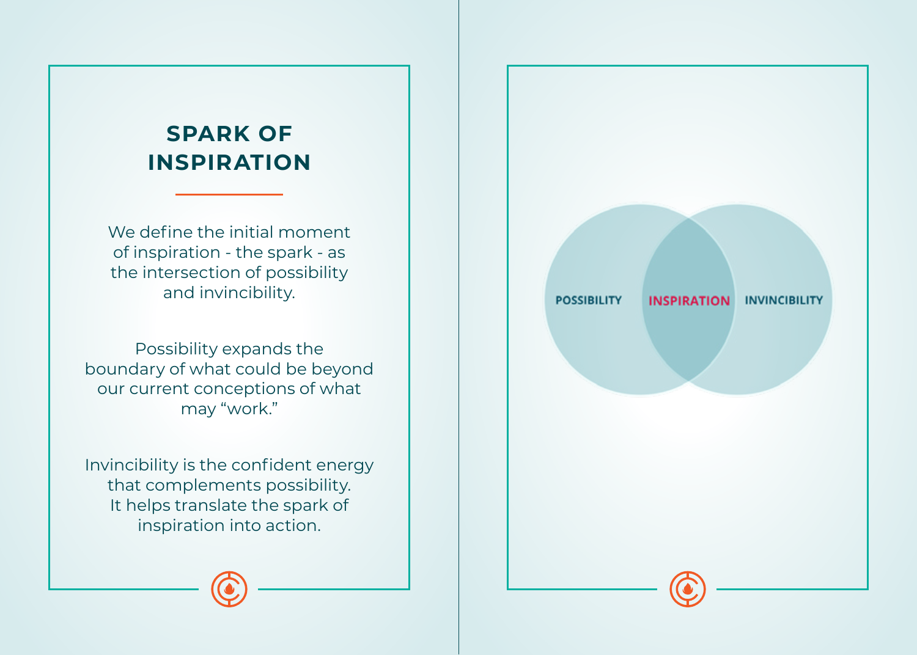## SPARK OF INSPIRATION

We define the initial moment of inspiration - the spark - as the intersection of possibility and invincibility.

Possibility expands the boundary of what could be beyond our current conceptions of what may “work.”

Invincibility is the confident energy that complements possibility. It helps translate the spark of inspiration into action.

POSSIBILITY

INSPIRATION

INVINCIBILITY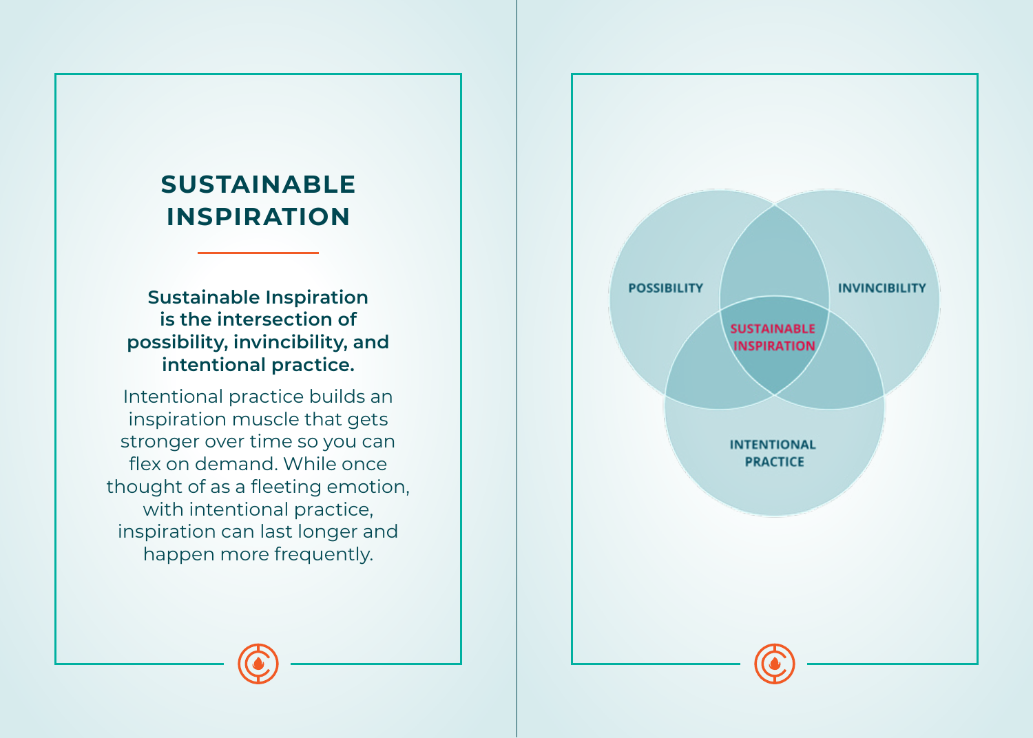# SUSTAINABLE INSPIRATION

**Sustainable Inspiration is the intersection of possibility, invincibility, and intentional practice.**

Intentional practice builds an inspiration muscle that gets stronger over time so you can flex on demand. While once thought of as a fleeting emotion, with intentional practice, inspiration can last longer and happen more frequently.

POSSIBILITY

INVINCIBILITY

SUSTAINABLE INSPIRATION

INTENTIONAL PRACTICE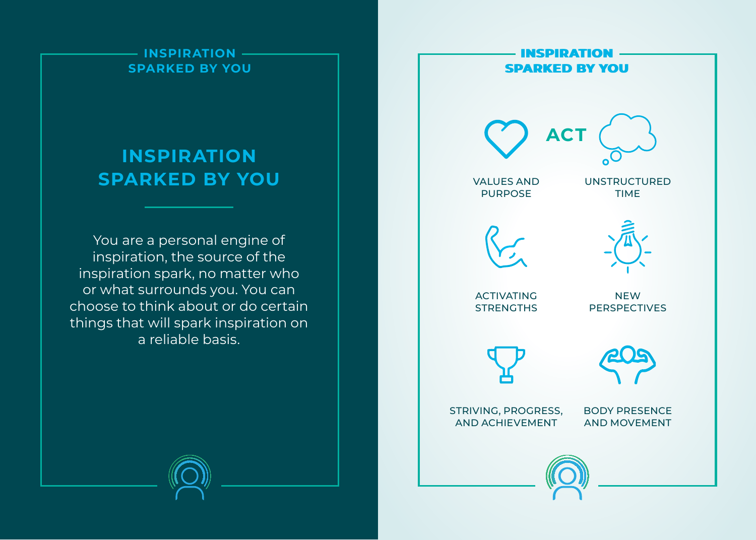## INSPIRATION SPARKED BY YOU

# INSPIRATION SPARKED BY YOU

You are a personal engine of inspiration, the source of the inspiration spark, no matter who or what surrounds you. You can choose to think about or do certain things that will spark inspiration on a reliable basis.

## INSPIRATION SPARKED BY YOU

**ACT**

- VALUES AND PURPOSE
- UNSTRUCTURED TIME
- ACTIVATING STRENGTHS
- NEW PERSPECTIVES
- STRIVING, PROGRESS, AND ACHIEVEMENT
- BODY PRESENCE AND MOVEMENT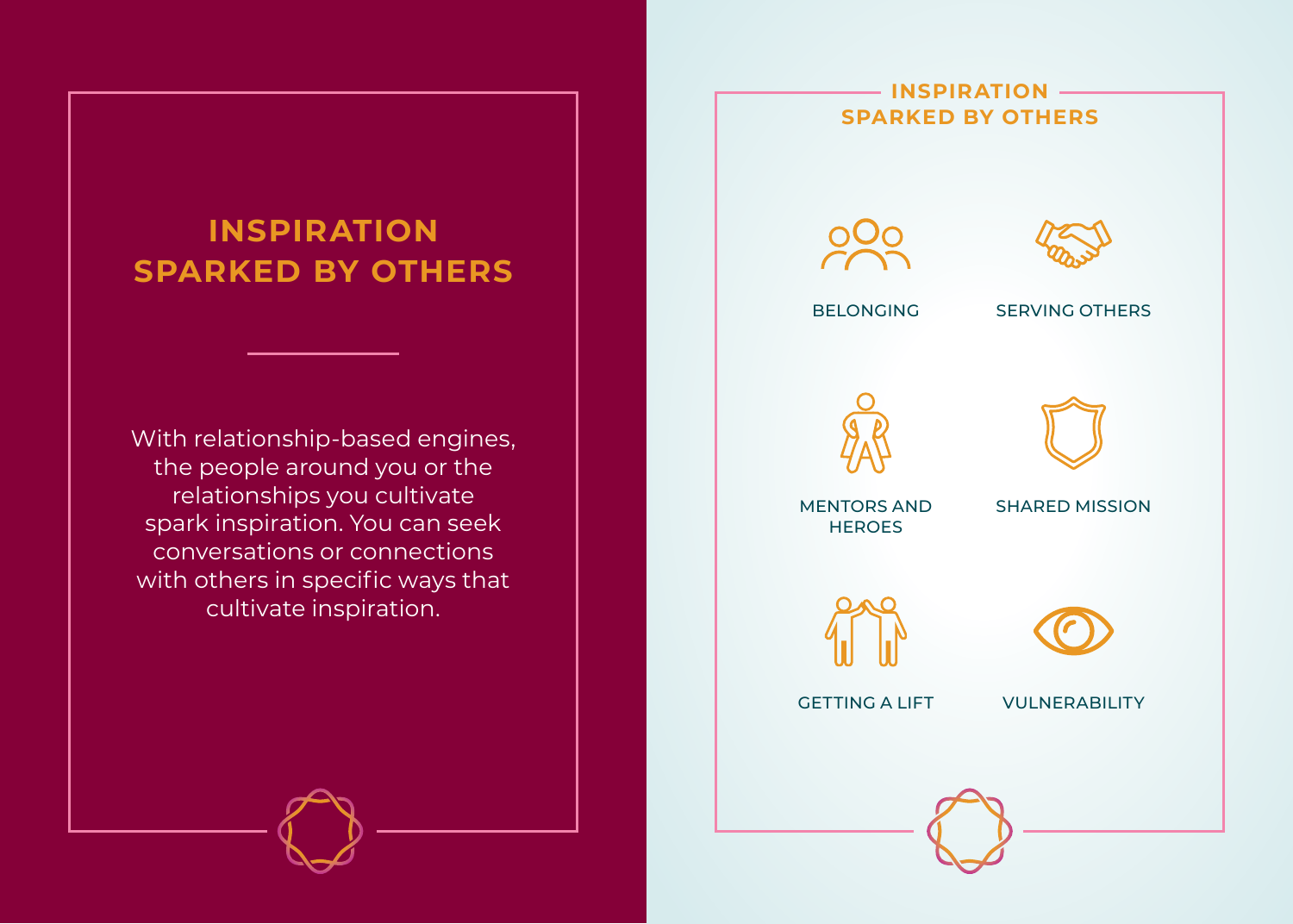# INSPIRATION SPARKED BY OTHERS

With relationship-based engines, the people around you or the relationships you cultivate spark inspiration. You can seek conversations or connections with others in specific ways that cultivate inspiration.

## INSPIRATION SPARKED BY OTHERS

- BELONGING
- SERVING OTHERS
- MENTORS AND HEROES
- SHARED MISSION
- GETTING A LIFT
- VULNERABILITY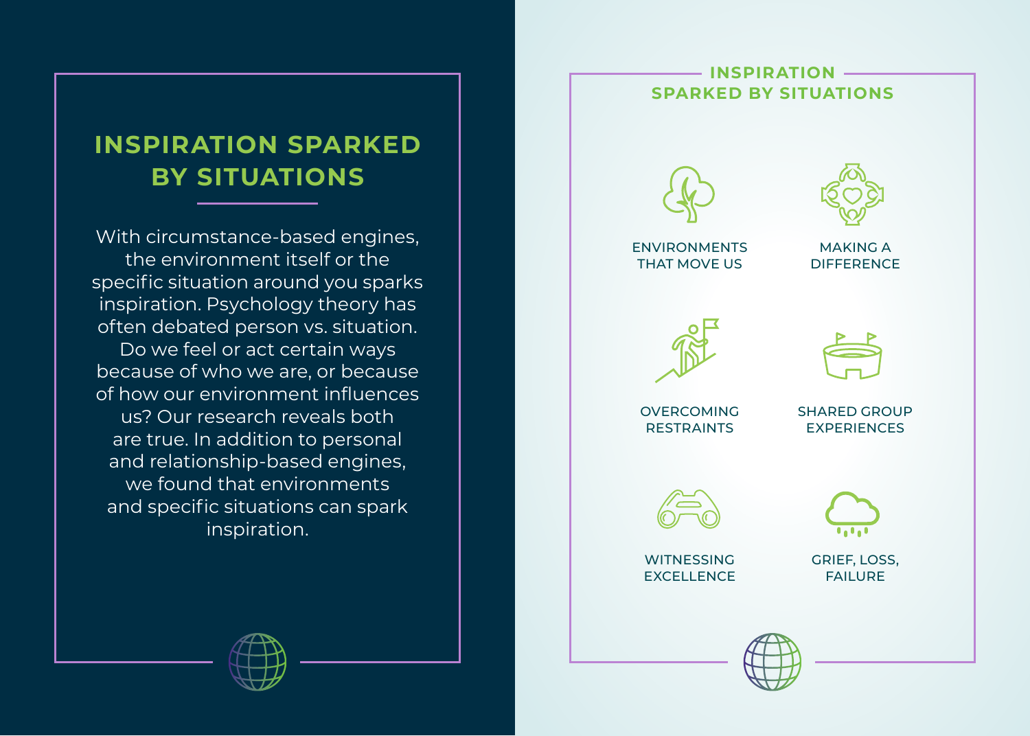## INSPIRATION SPARKED BY SITUATIONS

With circumstance-based engines, the environment itself or the specific situation around you sparks inspiration. Psychology theory has often debated person vs. situation. Do we feel or act certain ways because of who we are, or because of how our environment influences us? Our research reveals both are true. In addition to personal and relationship-based engines, we found that environments and specific situations can spark inspiration.

### INSPIRATION SPARKED BY SITUATIONS

- ENVIRONMENTS THAT MOVE US
- MAKING A DIFFERENCE
- OVERCOMING RESTRAINTS
- SHARED GROUP EXPERIENCES
- WITNESSING EXCELLENCE
- GRIEF, LOSS, FAILURE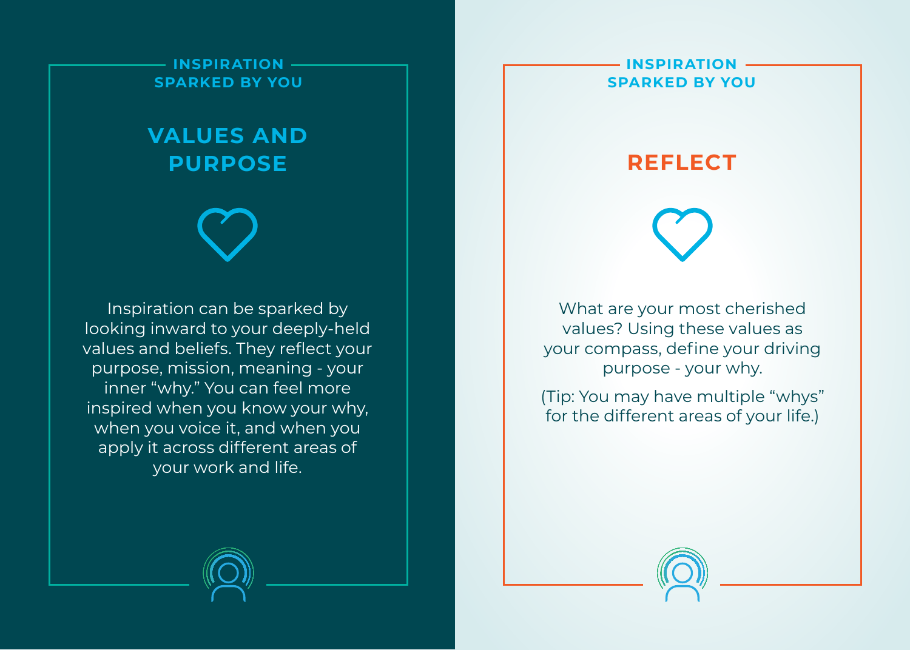INSPIRATION SPARKED BY YOU

## VALUES AND PURPOSE

Inspiration can be sparked by looking inward to your deeply-held values and beliefs. They reflect your purpose, mission, meaning - your inner "why." You can feel more inspired when you know your why, when you voice it, and when you apply it across different areas of your work and life.

INSPIRATION SPARKED BY YOU

## REFLECT

What are your most cherished values? Using these values as your compass, define your driving purpose - your why.

(Tip: You may have multiple "whys" for the different areas of your life.)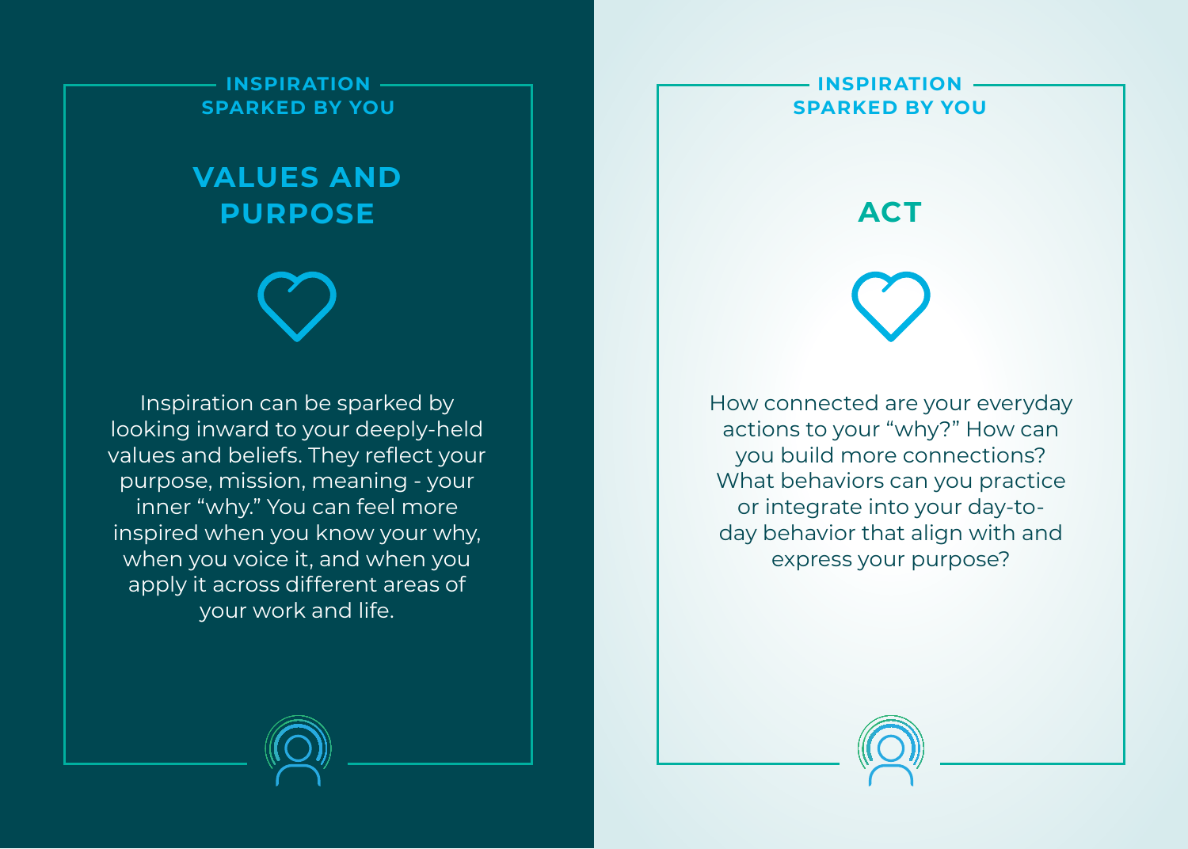INSPIRATION SPARKED BY YOU

## VALUES AND PURPOSE

Inspiration can be sparked by looking inward to your deeply-held values and beliefs. They reflect your purpose, mission, meaning - your inner "why." You can feel more inspired when you know your why, when you voice it, and when you apply it across different areas of your work and life.

INSPIRATION SPARKED BY YOU

## ACT

How connected are your everyday actions to your "why?" How can you build more connections? What behaviors can you practice or integrate into your day-to-day behavior that align with and express your purpose?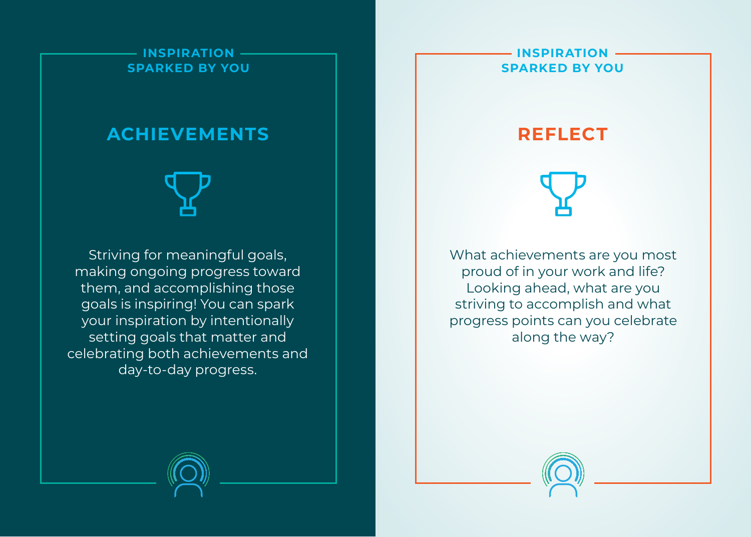INSPIRATION SPARKED BY YOU

## ACHIEVEMENTS

Striving for meaningful goals, making ongoing progress toward them, and accomplishing those goals is inspiring! You can spark your inspiration by intentionally setting goals that matter and celebrating both achievements and day-to-day progress.

INSPIRATION SPARKED BY YOU

## REFLECT

What achievements are you most proud of in your work and life? Looking ahead, what are you striving to accomplish and what progress points can you celebrate along the way?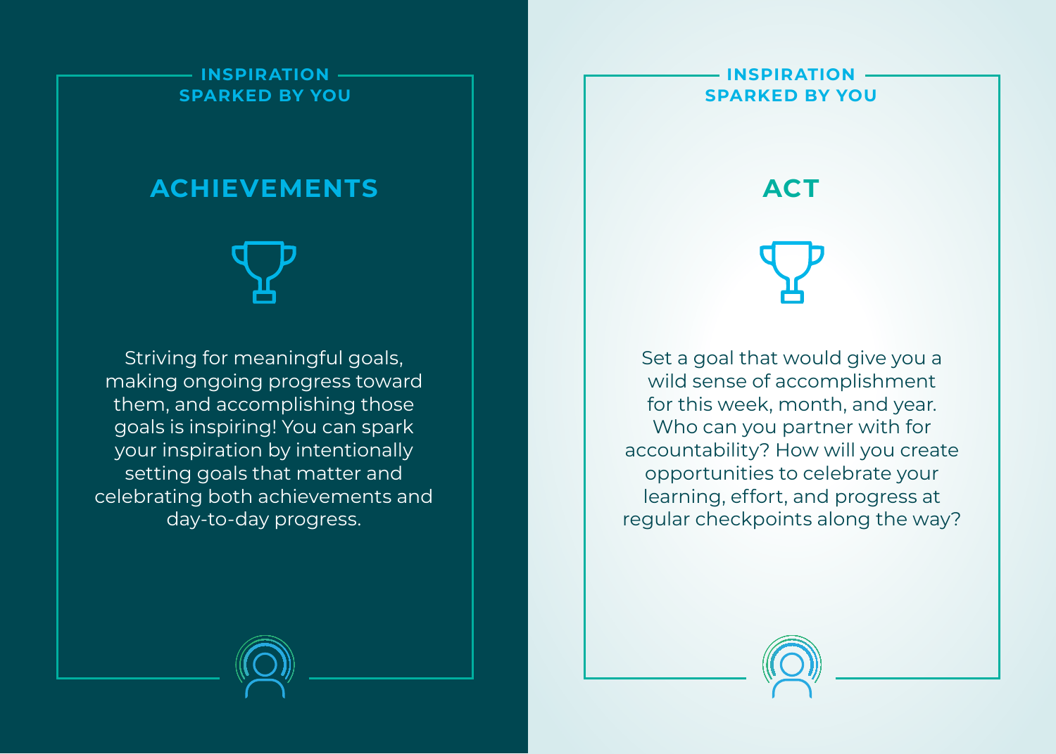INSPIRATION SPARKED BY YOU

## ACHIEVEMENTS

Striving for meaningful goals, making ongoing progress toward them, and accomplishing those goals is inspiring! You can spark your inspiration by intentionally setting goals that matter and celebrating both achievements and day-to-day progress.

INSPIRATION SPARKED BY YOU

## ACT

Set a goal that would give you a wild sense of accomplishment for this week, month, and year. Who can you partner with for accountability? How will you create opportunities to celebrate your learning, effort, and progress at regular checkpoints along the way?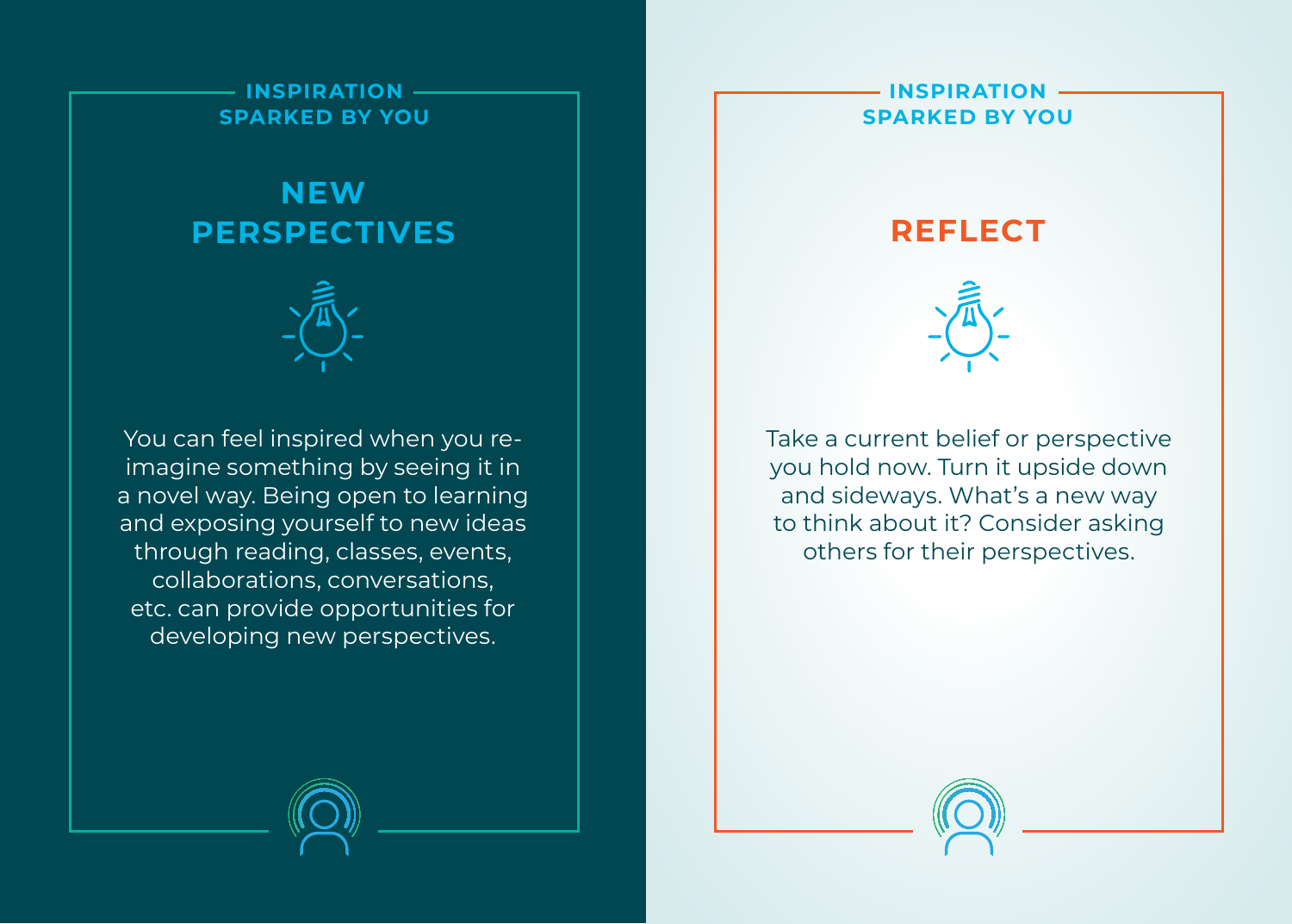INSPIRATION SPARKED BY YOU

## NEW PERSPECTIVES

You can feel inspired when you re-imagine something by seeing it in a novel way. Being open to learning and exposing yourself to new ideas through reading, classes, events, collaborations, conversations, etc. can provide opportunities for developing new perspectives.

INSPIRATION SPARKED BY YOU

## REFLECT

Take a current belief or perspective you hold now. Turn it upside down and sideways. What's a new way to think about it? Consider asking others for their perspectives.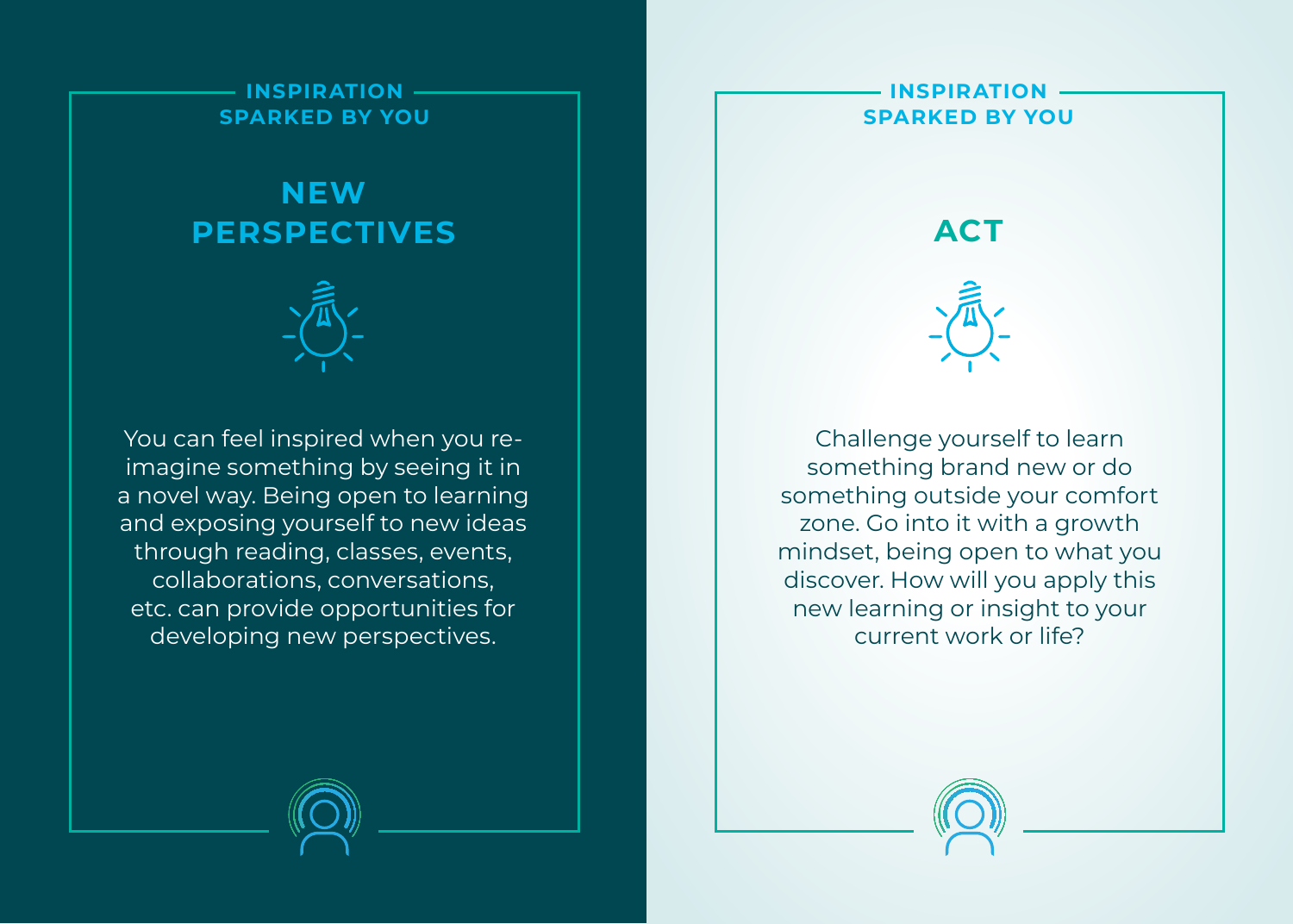INSPIRATION SPARKED BY YOU

## NEW PERSPECTIVES

You can feel inspired when you re-imagine something by seeing it in a novel way. Being open to learning and exposing yourself to new ideas through reading, classes, events, collaborations, conversations, etc. can provide opportunities for developing new perspectives.

INSPIRATION SPARKED BY YOU

## ACT

Challenge yourself to learn something brand new or do something outside your comfort zone. Go into it with a growth mindset, being open to what you discover. How will you apply this new learning or insight to your current work or life?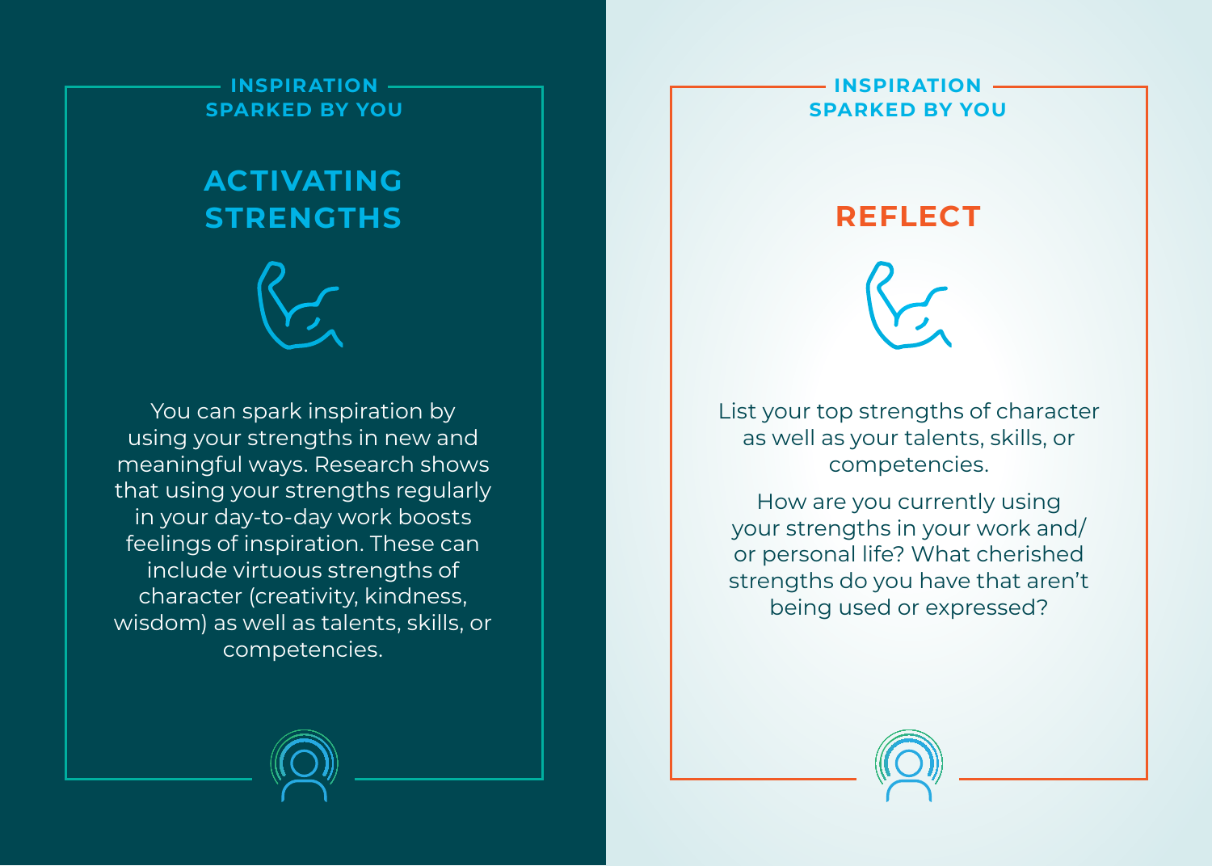INSPIRATION SPARKED BY YOU

## ACTIVATING STRENGTHS

You can spark inspiration by using your strengths in new and meaningful ways. Research shows that using your strengths regularly in your day-to-day work boosts feelings of inspiration. These can include virtuous strengths of character (creativity, kindness, wisdom) as well as talents, skills, or competencies.

INSPIRATION SPARKED BY YOU

## REFLECT

List your top strengths of character as well as your talents, skills, or competencies.

How are you currently using your strengths in your work and/or personal life? What cherished strengths do you have that aren't being used or expressed?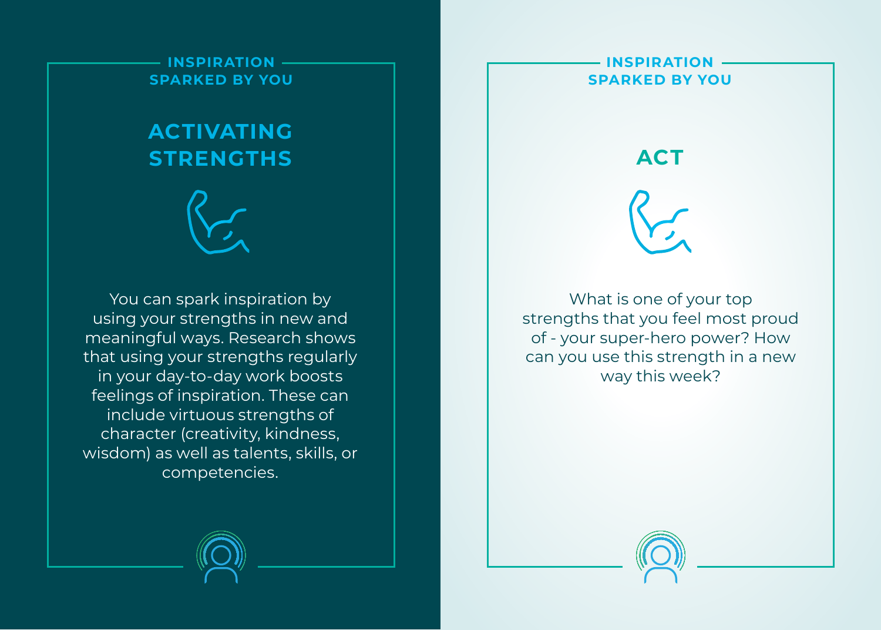INSPIRATION SPARKED BY YOU

## ACTIVATING STRENGTHS

You can spark inspiration by using your strengths in new and meaningful ways. Research shows that using your strengths regularly in your day-to-day work boosts feelings of inspiration. These can include virtuous strengths of character (creativity, kindness, wisdom) as well as talents, skills, or competencies.

INSPIRATION SPARKED BY YOU

## ACT

What is one of your top strengths that you feel most proud of - your super-hero power? How can you use this strength in a new way this week?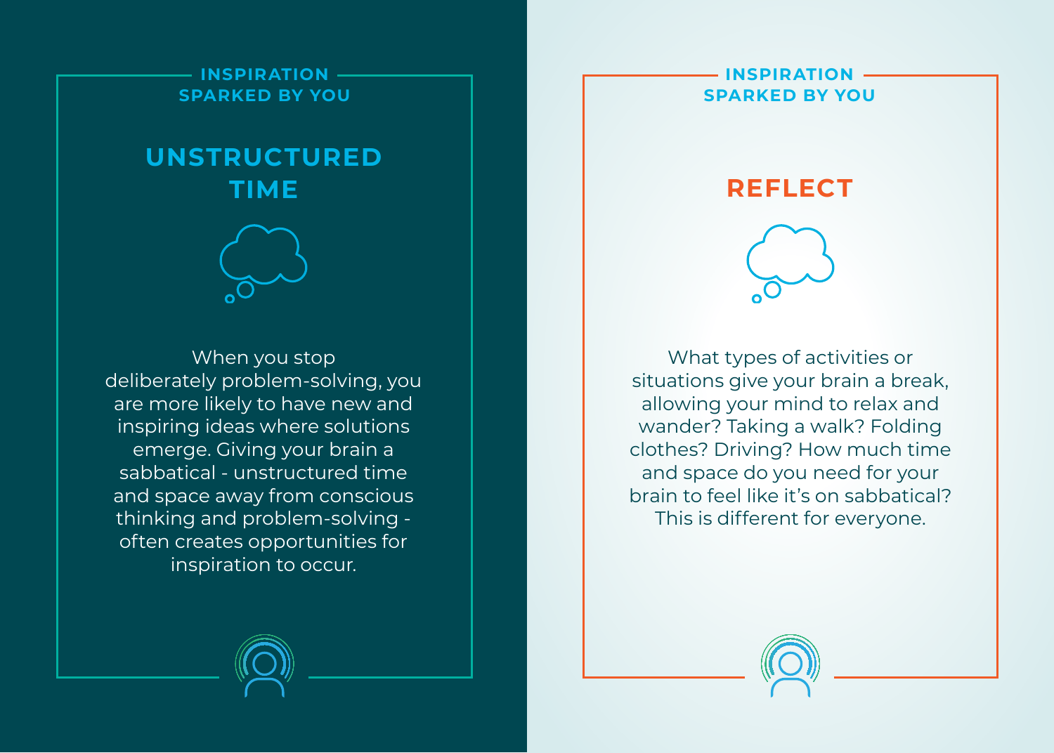INSPIRATION SPARKED BY YOU

## UNSTRUCTURED TIME

When you stop deliberately problem-solving, you are more likely to have new and inspiring ideas where solutions emerge. Giving your brain a sabbatical - unstructured time and space away from conscious thinking and problem-solving - often creates opportunities for inspiration to occur.

INSPIRATION SPARKED BY YOU

## REFLECT

What types of activities or situations give your brain a break, allowing your mind to relax and wander? Taking a walk? Folding clothes? Driving? How much time and space do you need for your brain to feel like it's on sabbatical? This is different for everyone.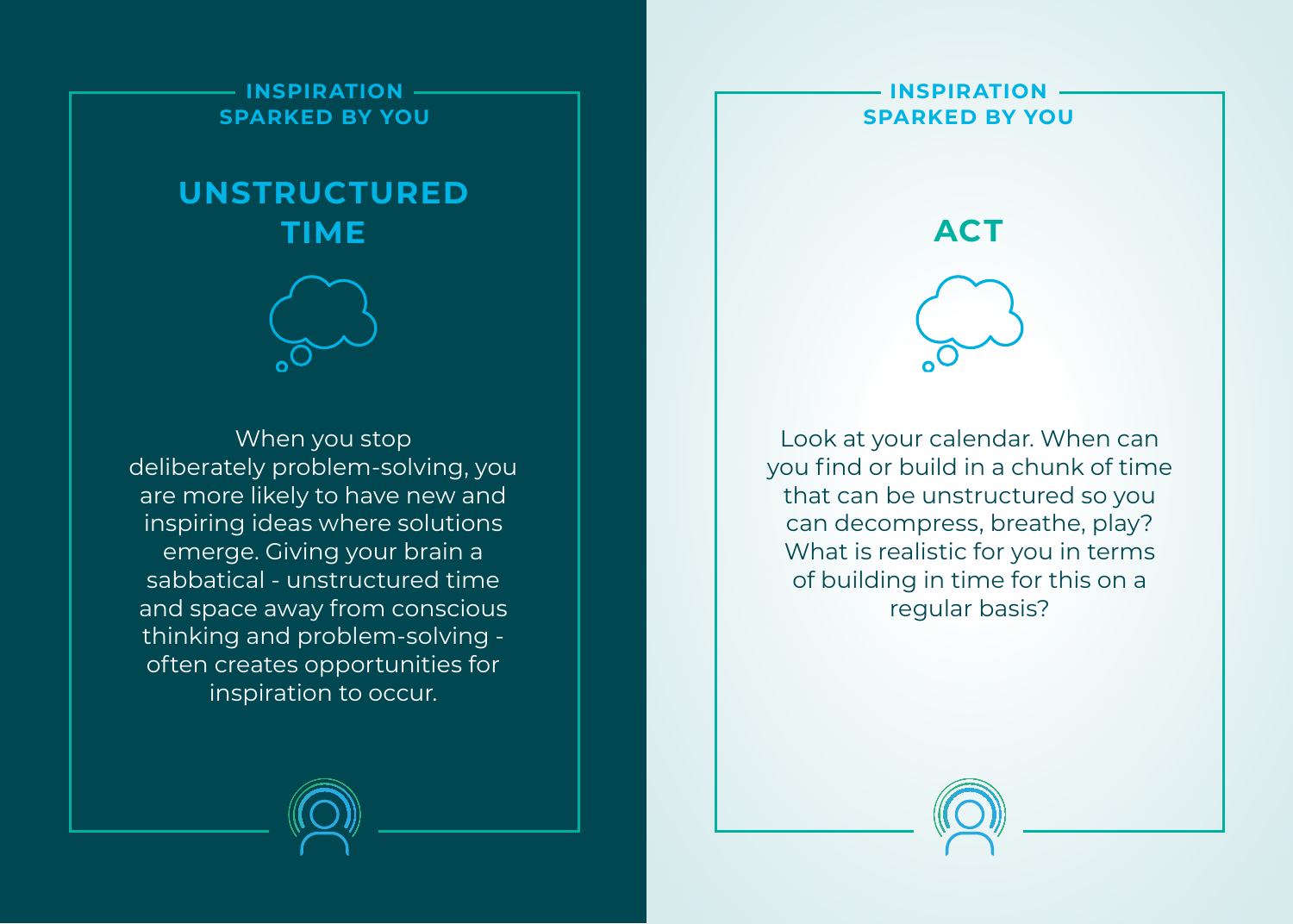INSPIRATION SPARKED BY YOU

## UNSTRUCTURED TIME

When you stop deliberately problem-solving, you are more likely to have new and inspiring ideas where solutions emerge. Giving your brain a sabbatical - unstructured time and space away from conscious thinking and problem-solving - often creates opportunities for inspiration to occur.

INSPIRATION SPARKED BY YOU

## ACT

Look at your calendar. When can you find or build in a chunk of time that can be unstructured so you can decompress, breathe, play? What is realistic for you in terms of building in time for this on a regular basis?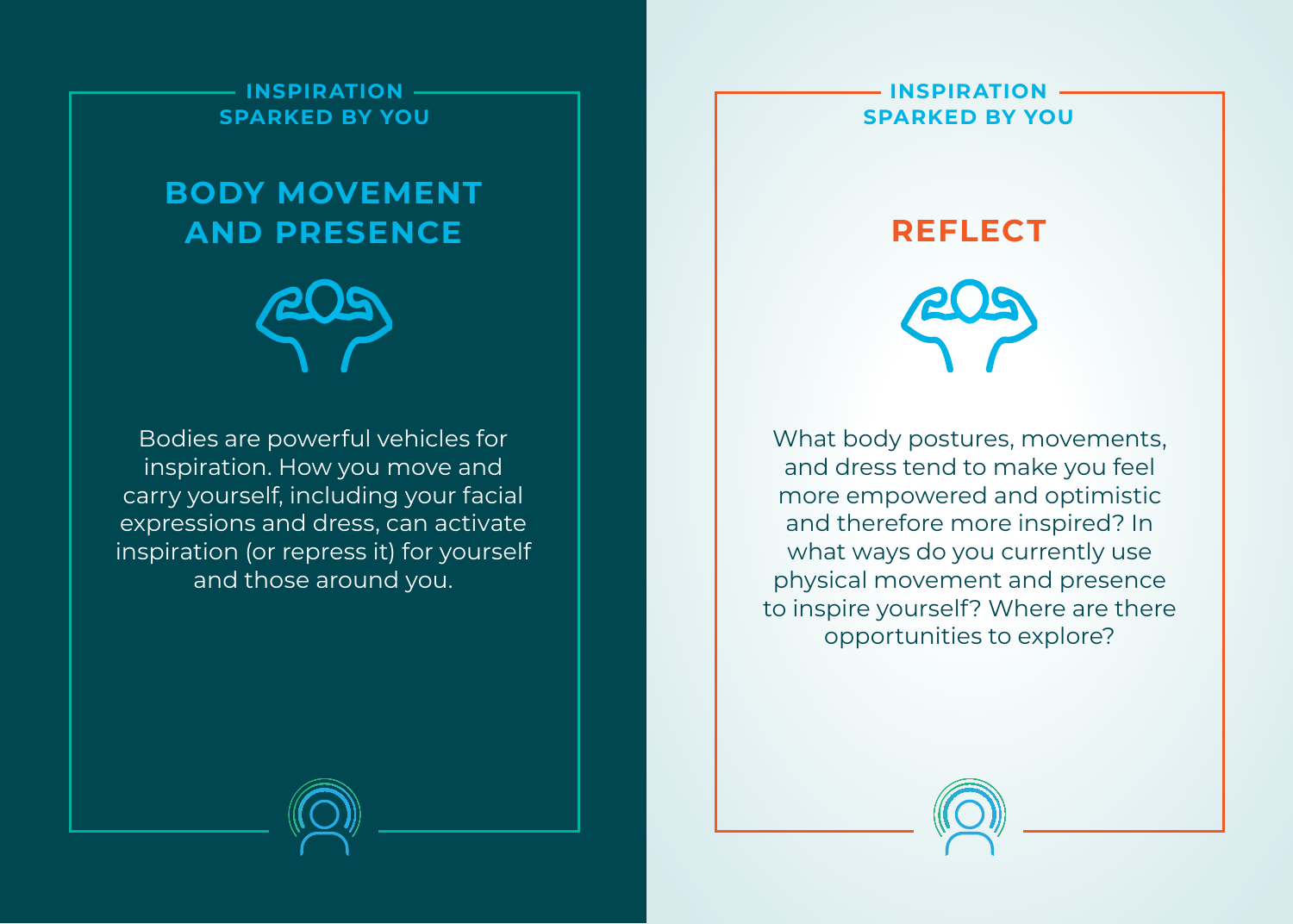INSPIRATION SPARKED BY YOU

## BODY MOVEMENT AND PRESENCE

Bodies are powerful vehicles for inspiration. How you move and carry yourself, including your facial expressions and dress, can activate inspiration (or repress it) for yourself and those around you.

INSPIRATION SPARKED BY YOU

## REFLECT

What body postures, movements, and dress tend to make you feel more empowered and optimistic and therefore more inspired? In what ways do you currently use physical movement and presence to inspire yourself? Where are there opportunities to explore?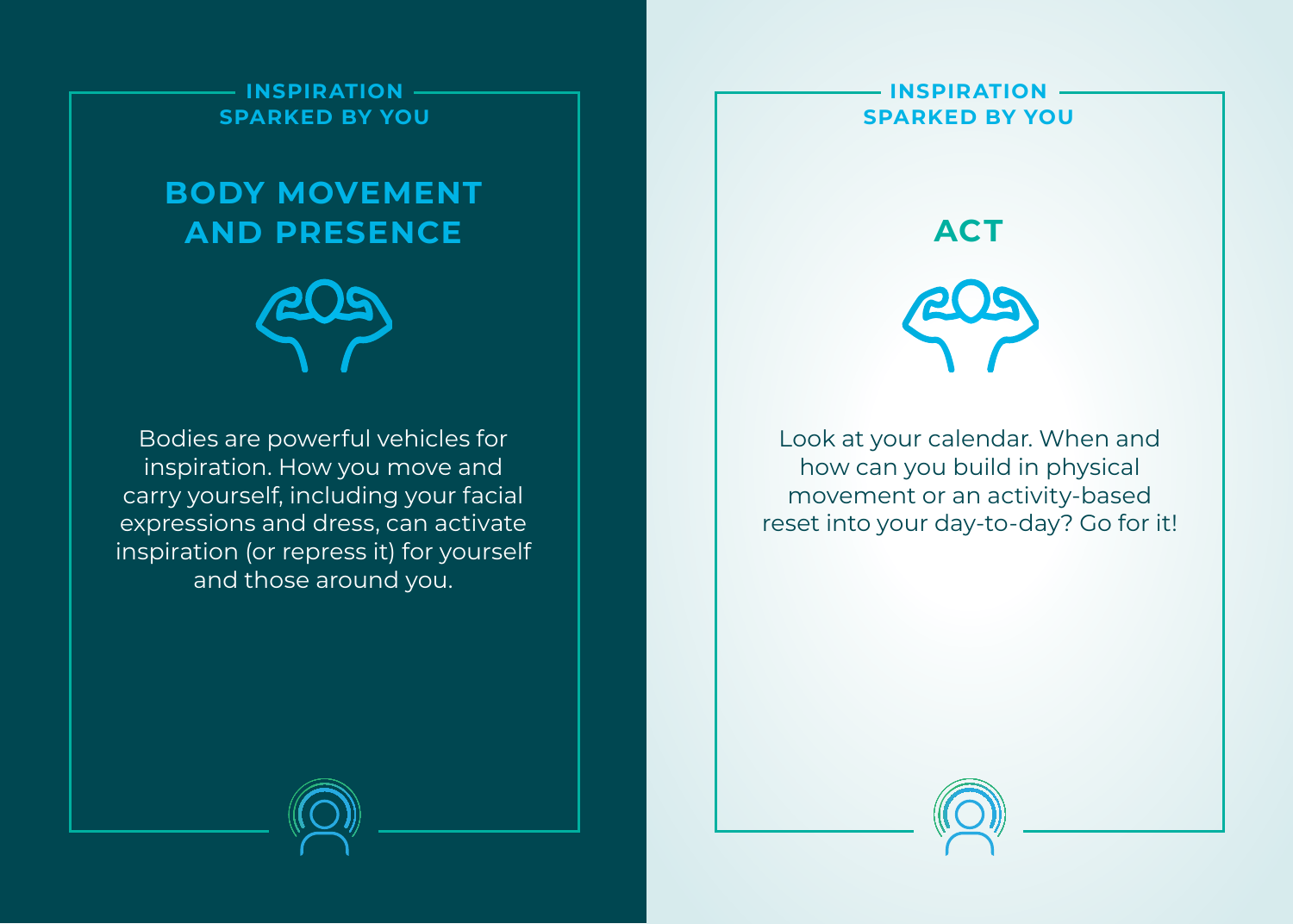INSPIRATION SPARKED BY YOU

## BODY MOVEMENT AND PRESENCE

Bodies are powerful vehicles for inspiration. How you move and carry yourself, including your facial expressions and dress, can activate inspiration (or repress it) for yourself and those around you.

INSPIRATION SPARKED BY YOU

## ACT

Look at your calendar. When and how can you build in physical movement or an activity-based reset into your day-to-day? Go for it!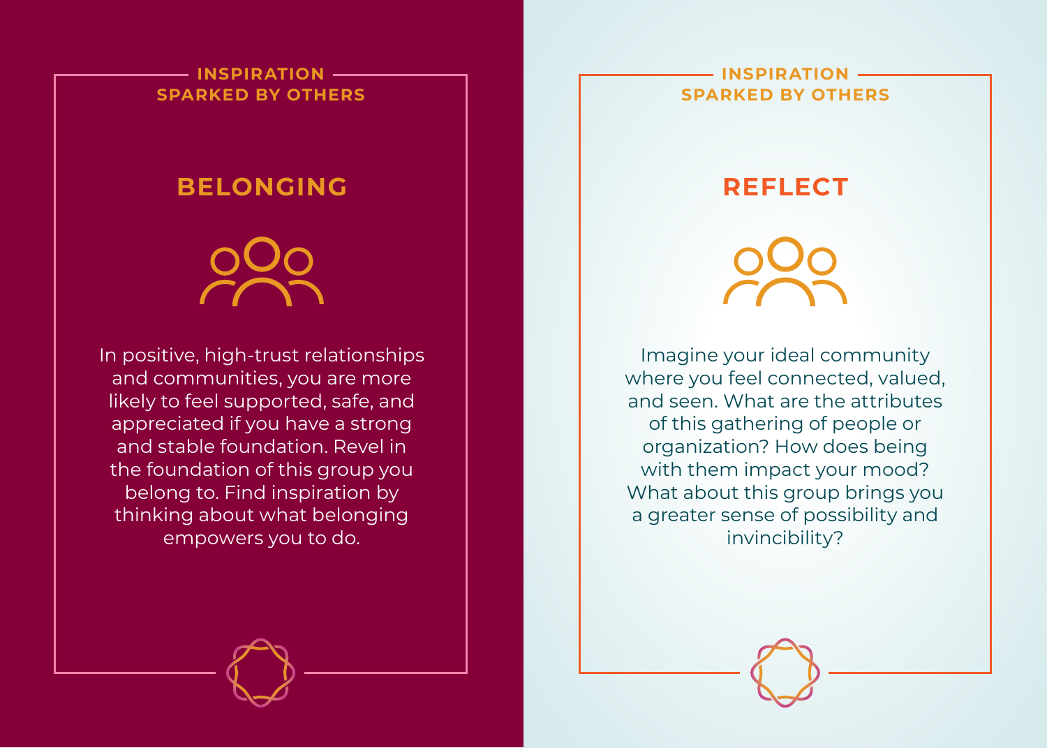INSPIRATION SPARKED BY OTHERS

## BELONGING

In positive, high-trust relationships and communities, you are more likely to feel supported, safe, and appreciated if you have a strong and stable foundation. Revel in the foundation of this group you belong to. Find inspiration by thinking about what belonging empowers you to do.

INSPIRATION SPARKED BY OTHERS

## REFLECT

Imagine your ideal community where you feel connected, valued, and seen. What are the attributes of this gathering of people or organization? How does being with them impact your mood? What about this group brings you a greater sense of possibility and invincibility?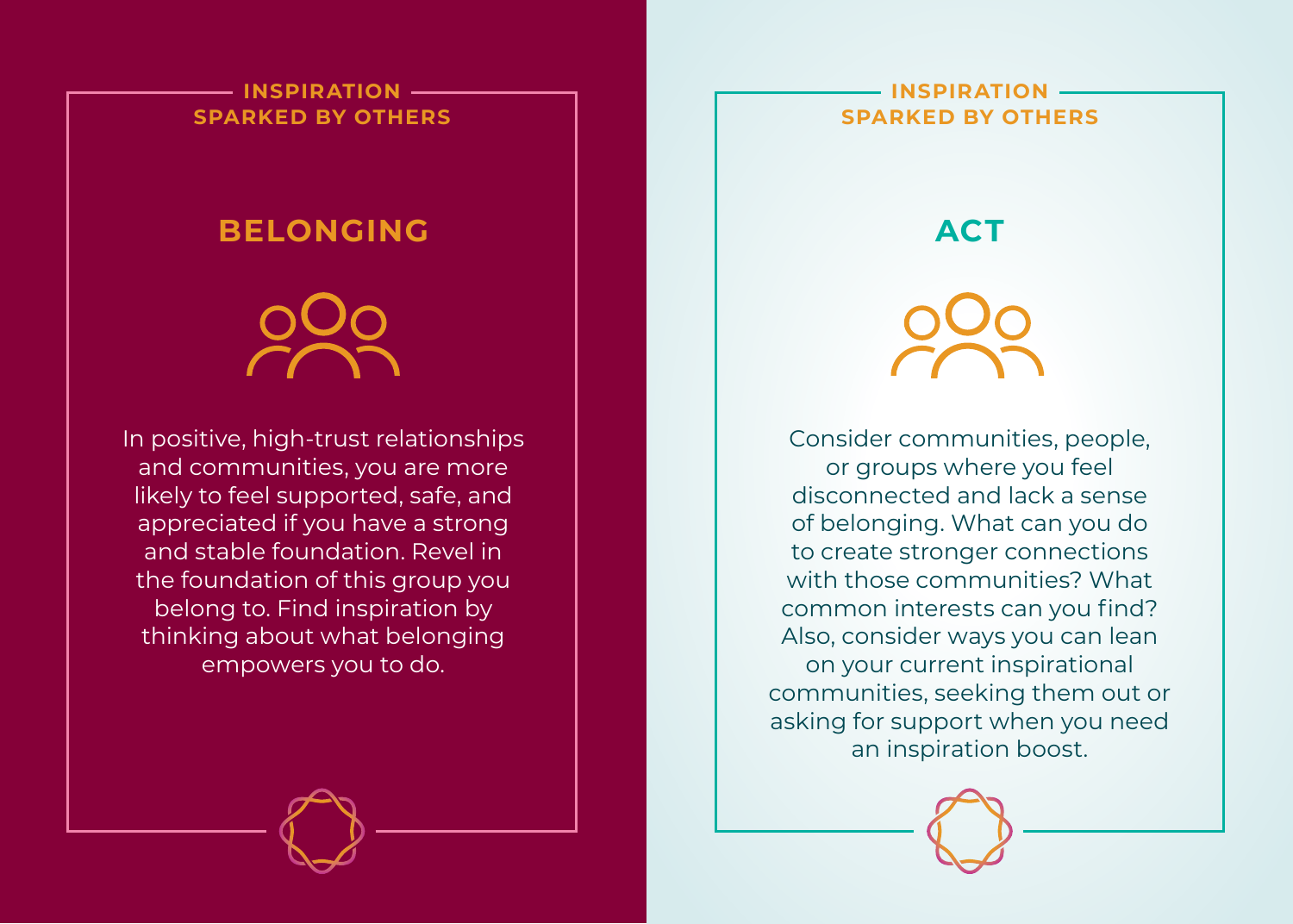INSPIRATION SPARKED BY OTHERS

## BELONGING

In positive, high-trust relationships and communities, you are more likely to feel supported, safe, and appreciated if you have a strong and stable foundation. Revel in the foundation of this group you belong to. Find inspiration by thinking about what belonging empowers you to do.

INSPIRATION SPARKED BY OTHERS

## ACT

Consider communities, people, or groups where you feel disconnected and lack a sense of belonging. What can you do to create stronger connections with those communities? What common interests can you find? Also, consider ways you can lean on your current inspirational communities, seeking them out or asking for support when you need an inspiration boost.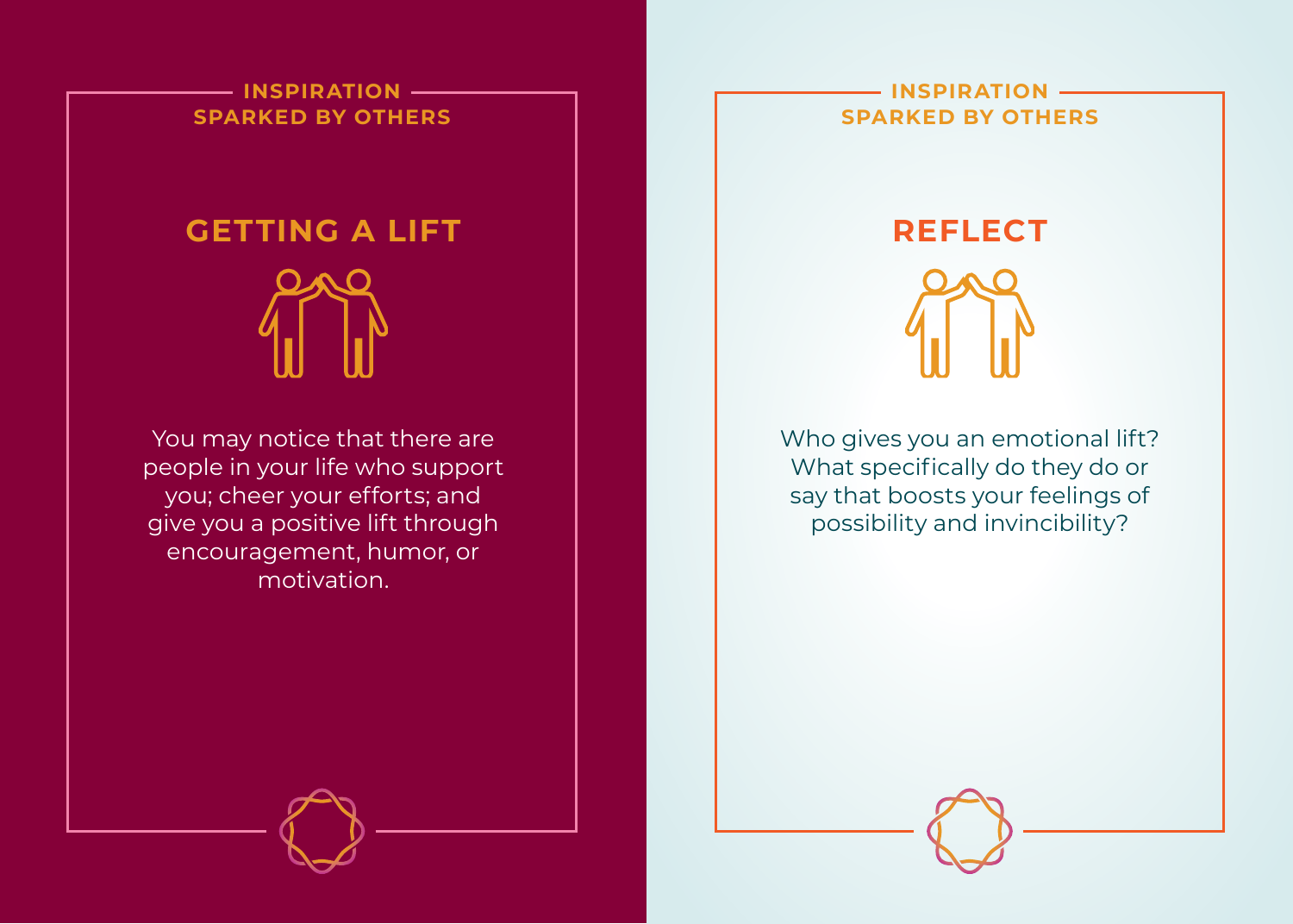INSPIRATION SPARKED BY OTHERS

## GETTING A LIFT

You may notice that there are people in your life who support you; cheer your efforts; and give you a positive lift through encouragement, humor, or motivation.

INSPIRATION SPARKED BY OTHERS

## REFLECT

Who gives you an emotional lift? What specifically do they do or say that boosts your feelings of possibility and invincibility?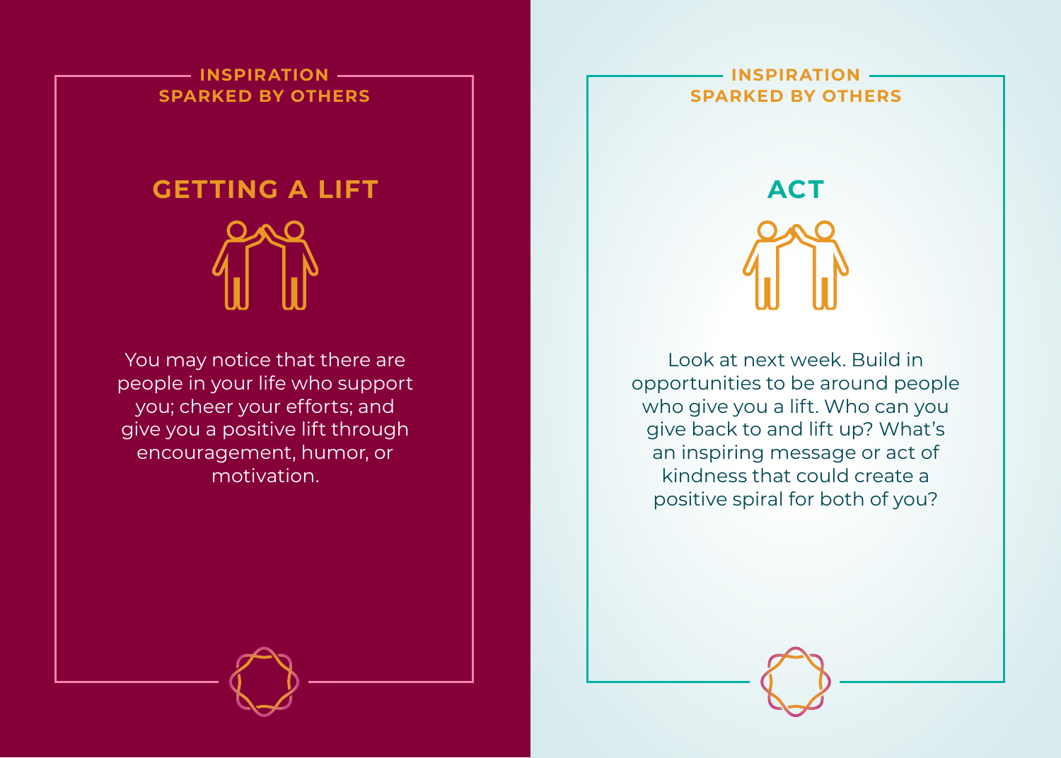INSPIRATION SPARKED BY OTHERS

## GETTING A LIFT

You may notice that there are people in your life who support you; cheer your efforts; and give you a positive lift through encouragement, humor, or motivation.

INSPIRATION SPARKED BY OTHERS

## ACT

Look at next week. Build in opportunities to be around people who give you a lift. Who can you give back to and lift up? What's an inspiring message or act of kindness that could create a positive spiral for both of you?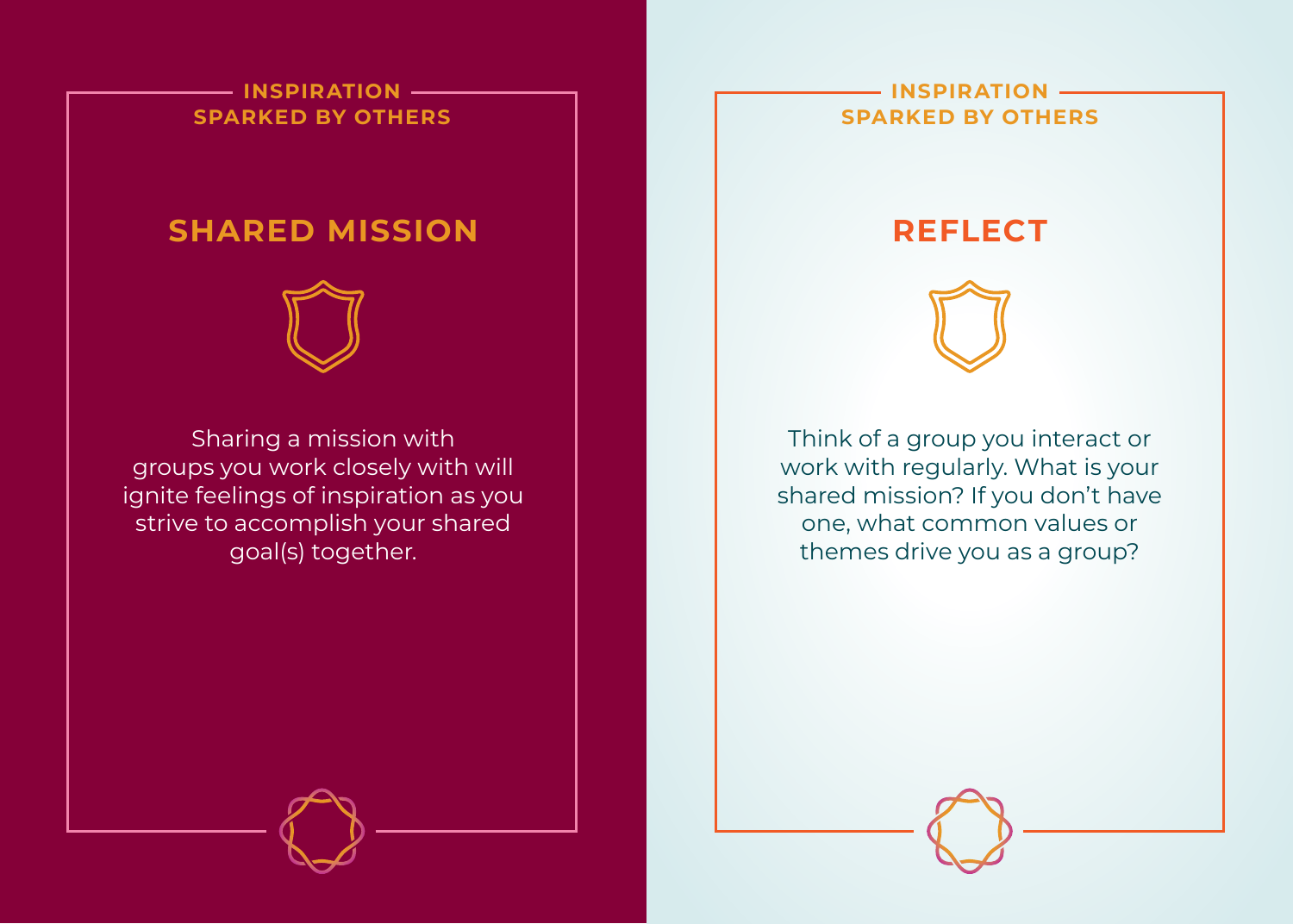INSPIRATION SPARKED BY OTHERS

## SHARED MISSION

Sharing a mission with groups you work closely with will ignite feelings of inspiration as you strive to accomplish your shared goal(s) together.

INSPIRATION SPARKED BY OTHERS

## REFLECT

Think of a group you interact or work with regularly. What is your shared mission? If you don't have one, what common values or themes drive you as a group?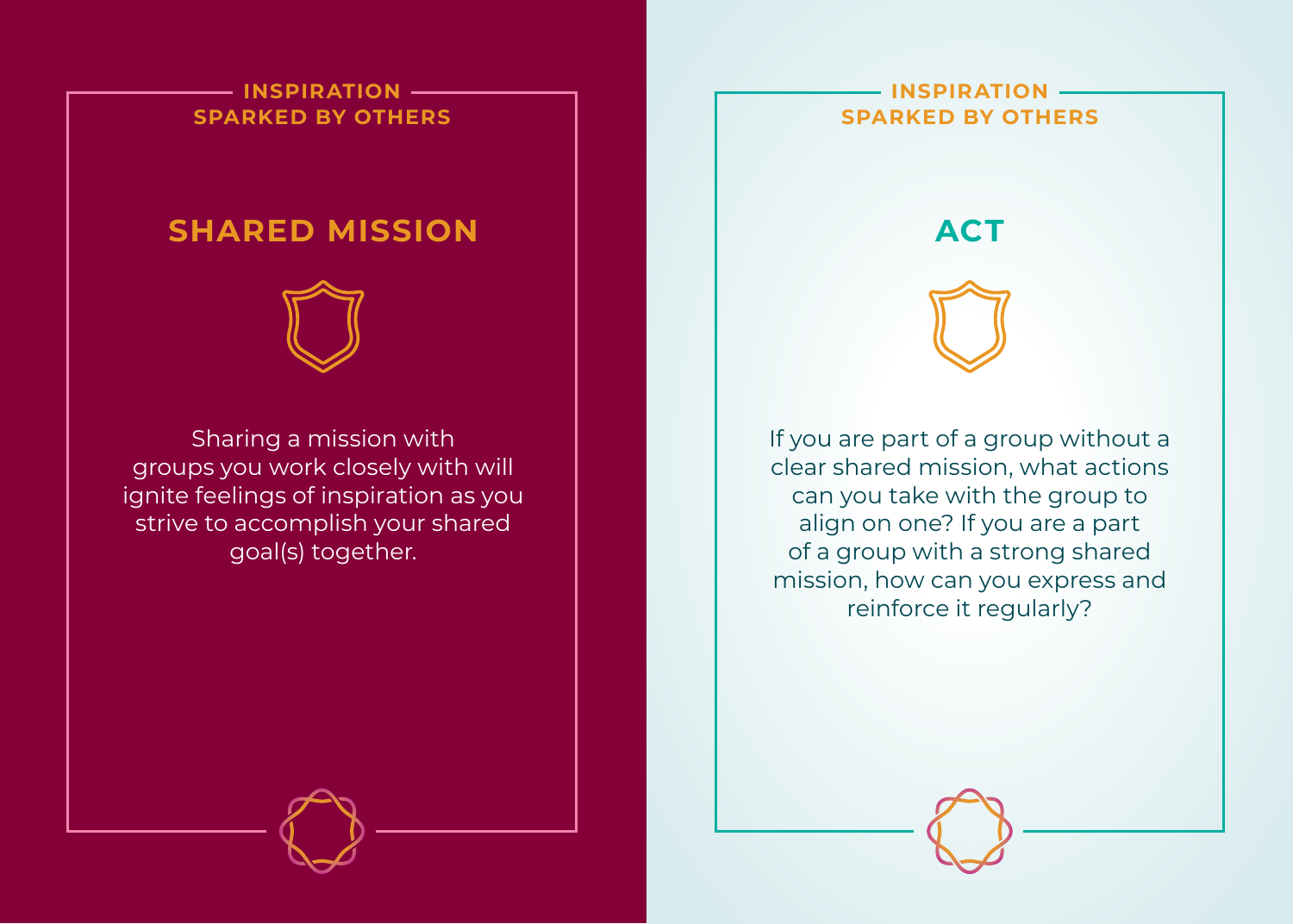INSPIRATION SPARKED BY OTHERS

## SHARED MISSION

Sharing a mission with groups you work closely with will ignite feelings of inspiration as you strive to accomplish your shared goal(s) together.

INSPIRATION SPARKED BY OTHERS

## ACT

If you are part of a group without a clear shared mission, what actions can you take with the group to align on one? If you are a part of a group with a strong shared mission, how can you express and reinforce it regularly?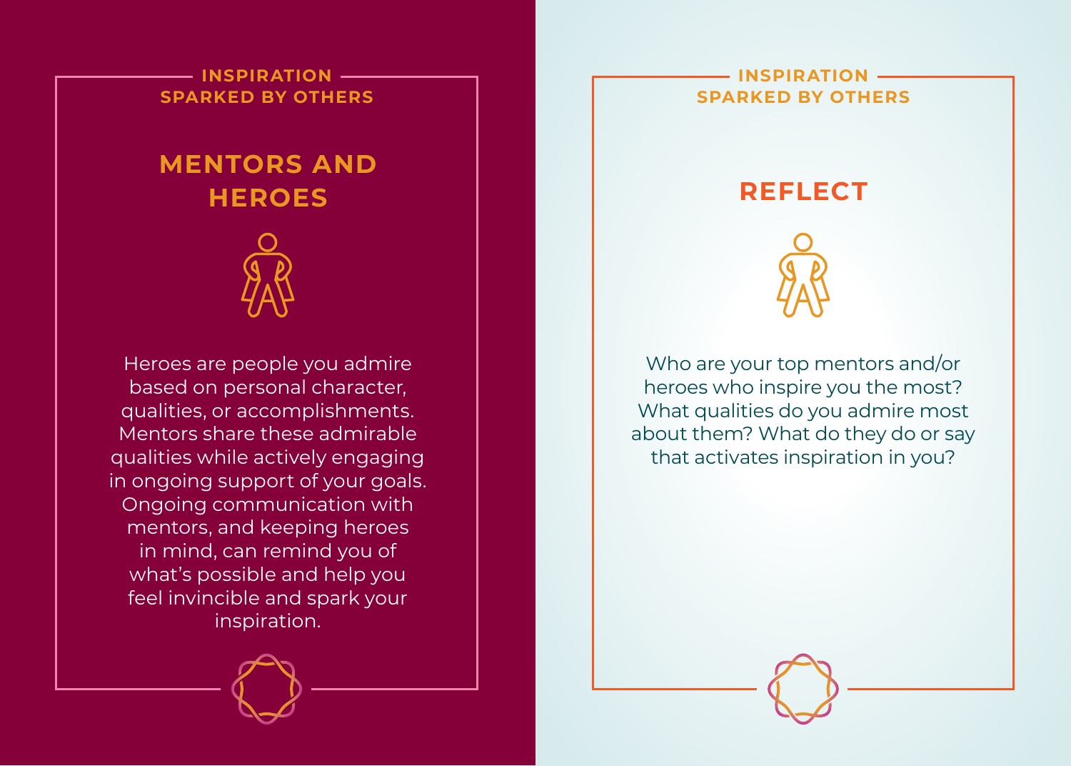INSPIRATION SPARKED BY OTHERS

## MENTORS AND HEROES

Heroes are people you admire based on personal character, qualities, or accomplishments. Mentors share these admirable qualities while actively engaging in ongoing support of your goals. Ongoing communication with mentors, and keeping heroes in mind, can remind you of what's possible and help you feel invincible and spark your inspiration.

INSPIRATION SPARKED BY OTHERS

## REFLECT

Who are your top mentors and/or heroes who inspire you the most? What qualities do you admire most about them? What do they do or say that activates inspiration in you?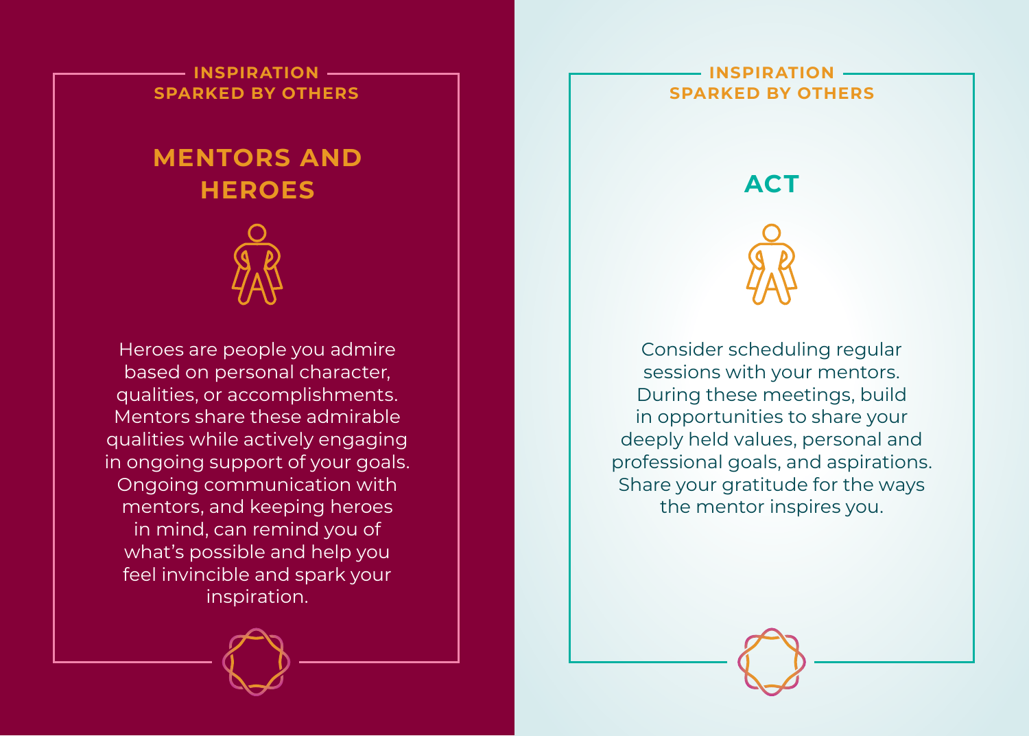INSPIRATION SPARKED BY OTHERS

## MENTORS AND HEROES

Heroes are people you admire based on personal character, qualities, or accomplishments. Mentors share these admirable qualities while actively engaging in ongoing support of your goals. Ongoing communication with mentors, and keeping heroes in mind, can remind you of what's possible and help you feel invincible and spark your inspiration.

INSPIRATION SPARKED BY OTHERS

## ACT

Consider scheduling regular sessions with your mentors. During these meetings, build in opportunities to share your deeply held values, personal and professional goals, and aspirations. Share your gratitude for the ways the mentor inspires you.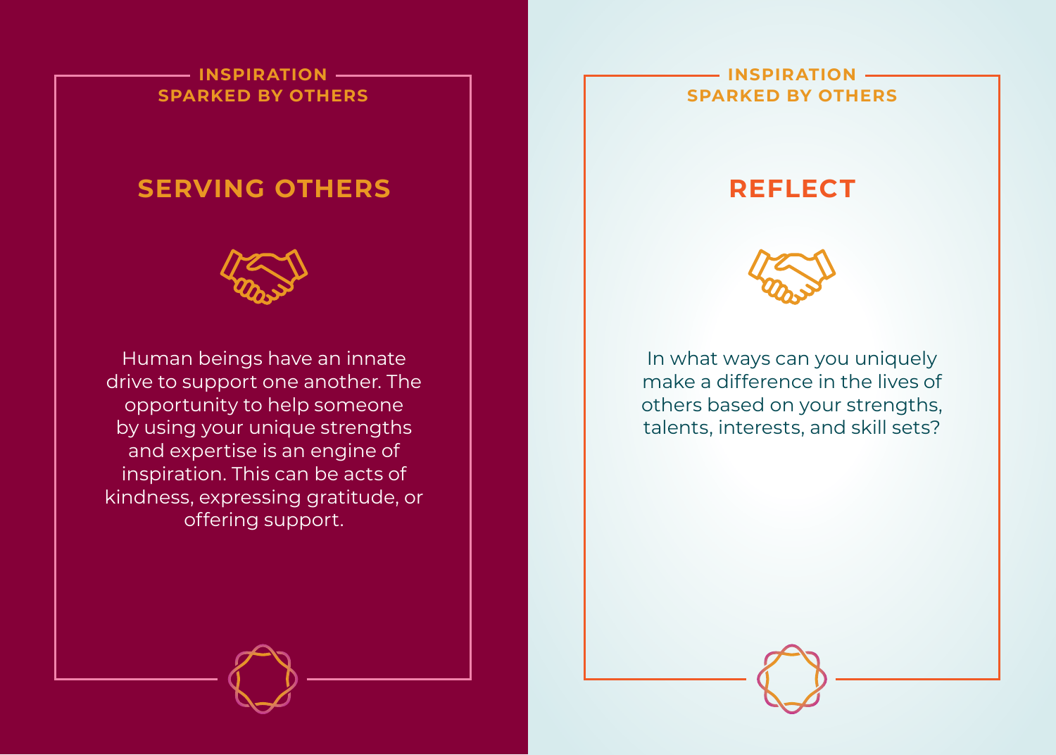INSPIRATION SPARKED BY OTHERS

## SERVING OTHERS

Human beings have an innate drive to support one another. The opportunity to help someone by using your unique strengths and expertise is an engine of inspiration. This can be acts of kindness, expressing gratitude, or offering support.

INSPIRATION SPARKED BY OTHERS

## REFLECT

In what ways can you uniquely make a difference in the lives of others based on your strengths, talents, interests, and skill sets?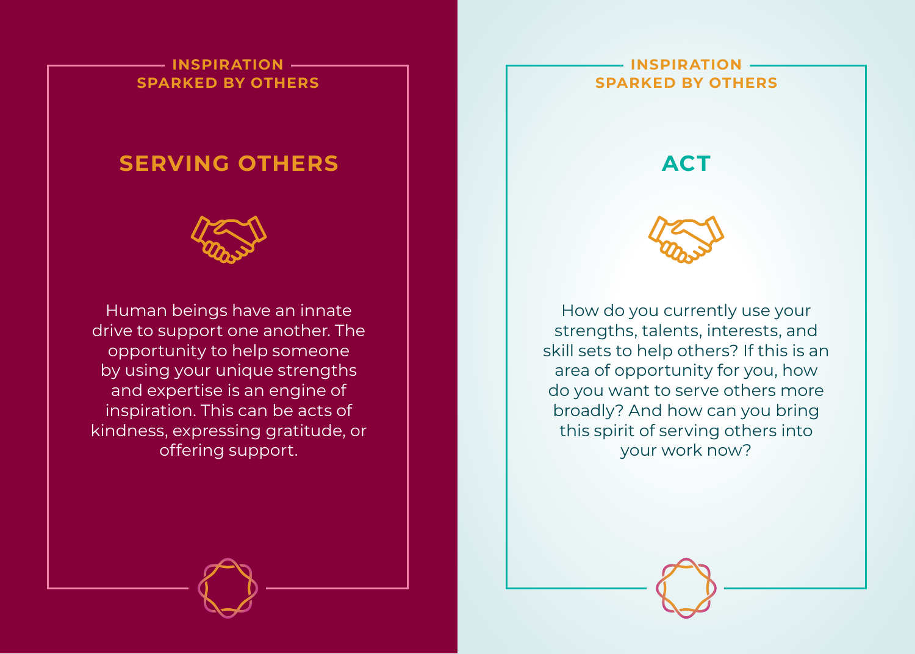INSPIRATION SPARKED BY OTHERS

## SERVING OTHERS

Human beings have an innate drive to support one another. The opportunity to help someone by using your unique strengths and expertise is an engine of inspiration. This can be acts of kindness, expressing gratitude, or offering support.

INSPIRATION SPARKED BY OTHERS

## ACT

How do you currently use your strengths, talents, interests, and skill sets to help others? If this is an area of opportunity for you, how do you want to serve others more broadly? And how can you bring this spirit of serving others into your work now?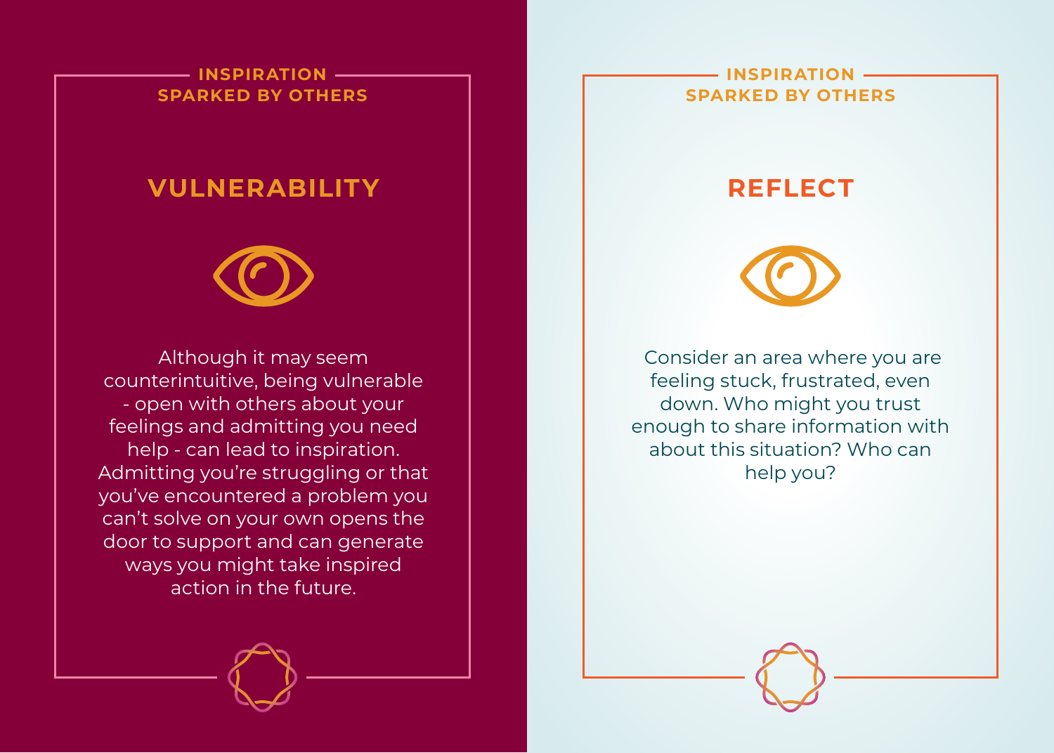INSPIRATION SPARKED BY OTHERS

## VULNERABILITY

Although it may seem counterintuitive, being vulnerable - open with others about your feelings and admitting you need help - can lead to inspiration. Admitting you're struggling or that you've encountered a problem you can't solve on your own opens the door to support and can generate ways you might take inspired action in the future.

INSPIRATION SPARKED BY OTHERS

## REFLECT

Consider an area where you are feeling stuck, frustrated, even down. Who might you trust enough to share information with about this situation? Who can help you?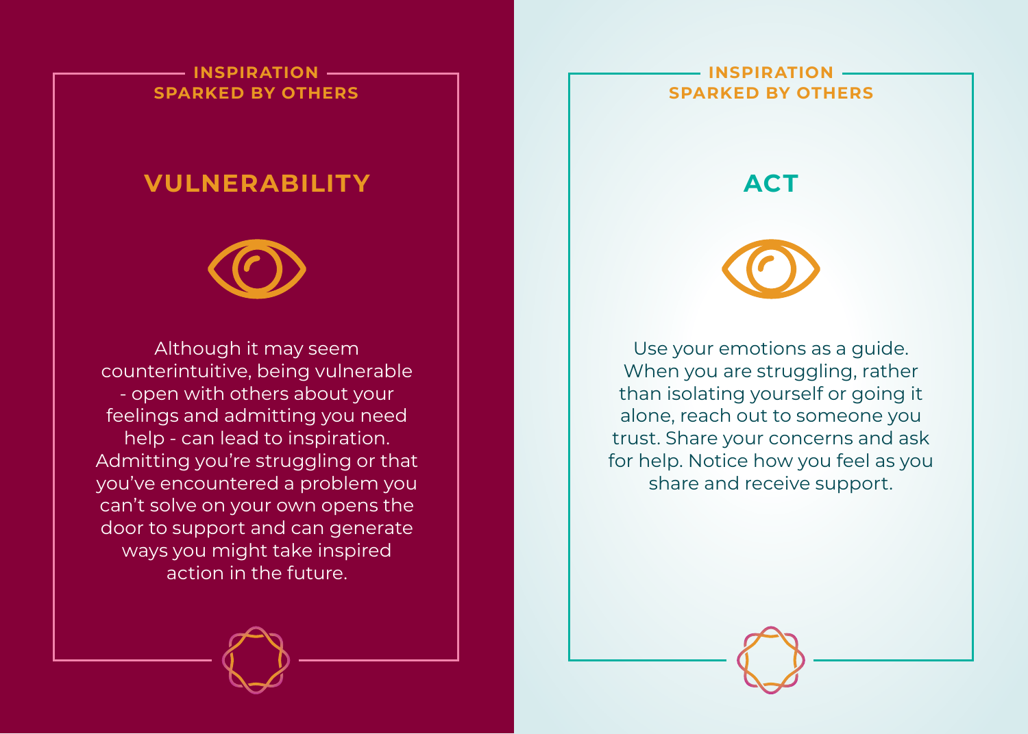INSPIRATION SPARKED BY OTHERS

## VULNERABILITY

Although it may seem counterintuitive, being vulnerable - open with others about your feelings and admitting you need help - can lead to inspiration. Admitting you're struggling or that you've encountered a problem you can't solve on your own opens the door to support and can generate ways you might take inspired action in the future.

INSPIRATION SPARKED BY OTHERS

## ACT

Use your emotions as a guide. When you are struggling, rather than isolating yourself or going it alone, reach out to someone you trust. Share your concerns and ask for help. Notice how you feel as you share and receive support.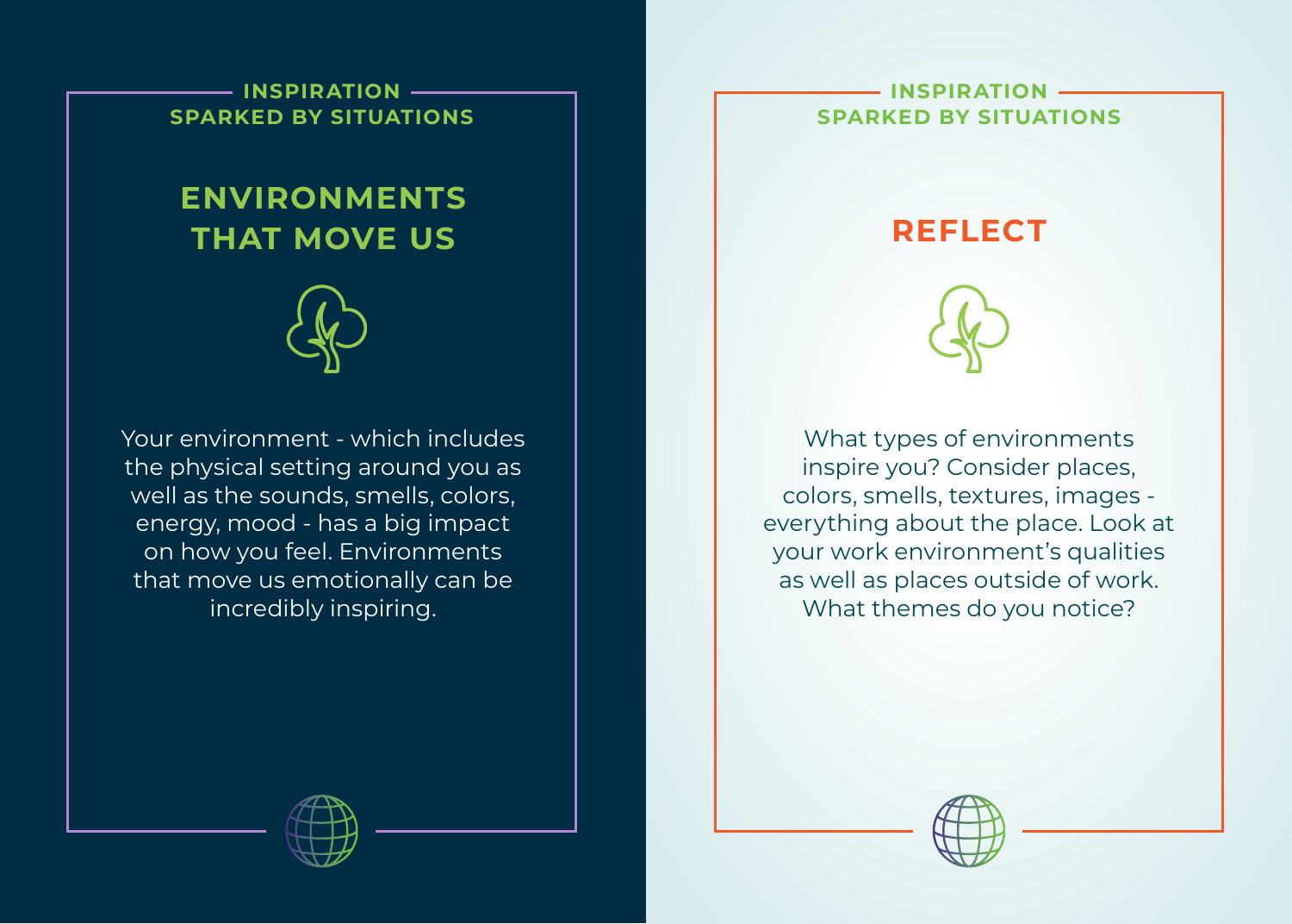INSPIRATION
SPARKED BY SITUATIONS

## ENVIRONMENTS THAT MOVE US

Your environment - which includes the physical setting around you as well as the sounds, smells, colors, energy, mood - has a big impact on how you feel. Environments that move us emotionally can be incredibly inspiring.

INSPIRATION
SPARKED BY SITUATIONS

## REFLECT

What types of environments inspire you? Consider places, colors, smells, textures, images - everything about the place. Look at your work environment's qualities as well as places outside of work. What themes do you notice?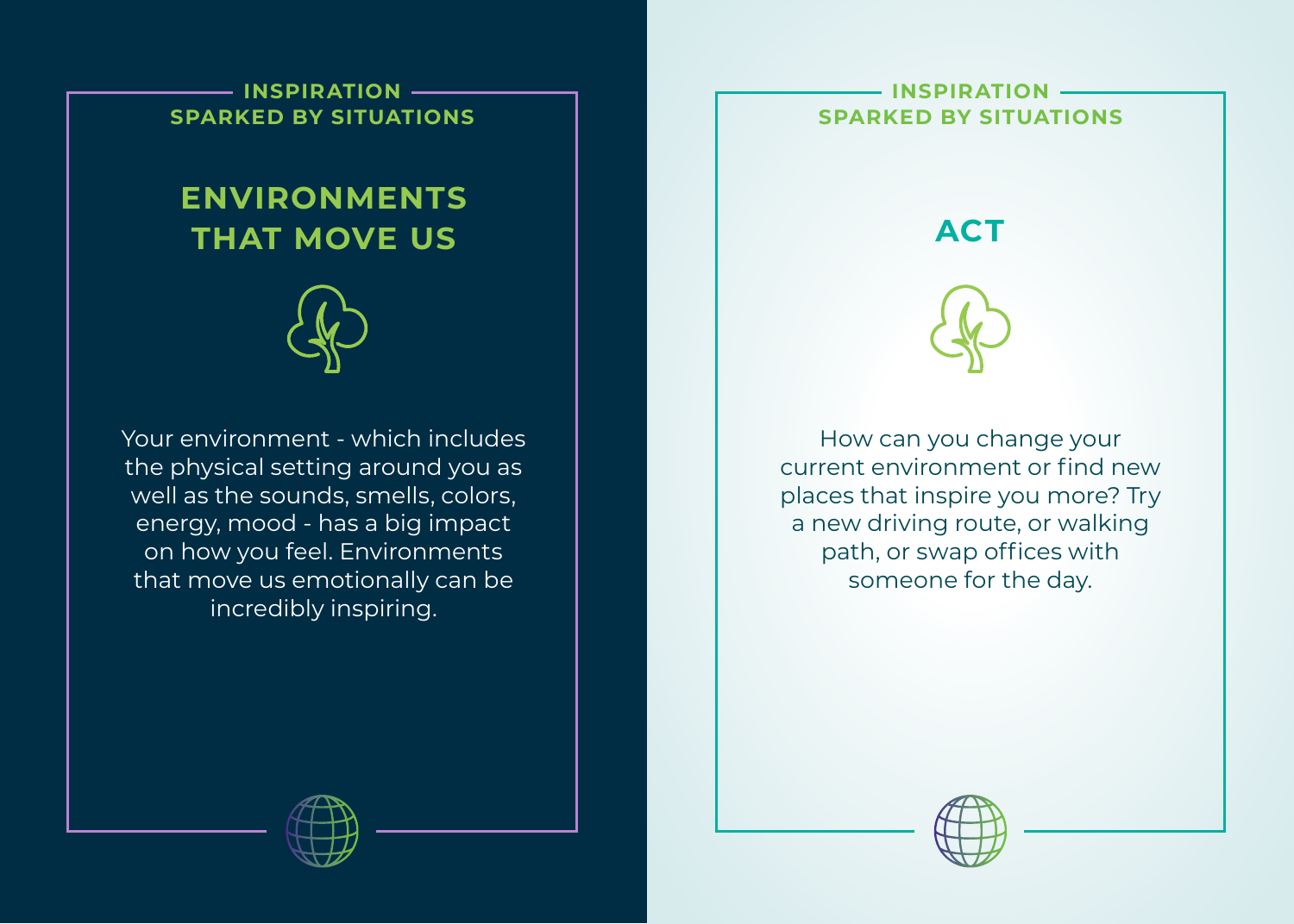**INSPIRATION SPARKED BY SITUATIONS**

## ENVIRONMENTS THAT MOVE US

Your environment - which includes the physical setting around you as well as the sounds, smells, colors, energy, mood - has a big impact on how you feel. Environments that move us emotionally can be incredibly inspiring.

**INSPIRATION SPARKED BY SITUATIONS**

## ACT

How can you change your current environment or find new places that inspire you more? Try a new driving route, or walking path, or swap offices with someone for the day.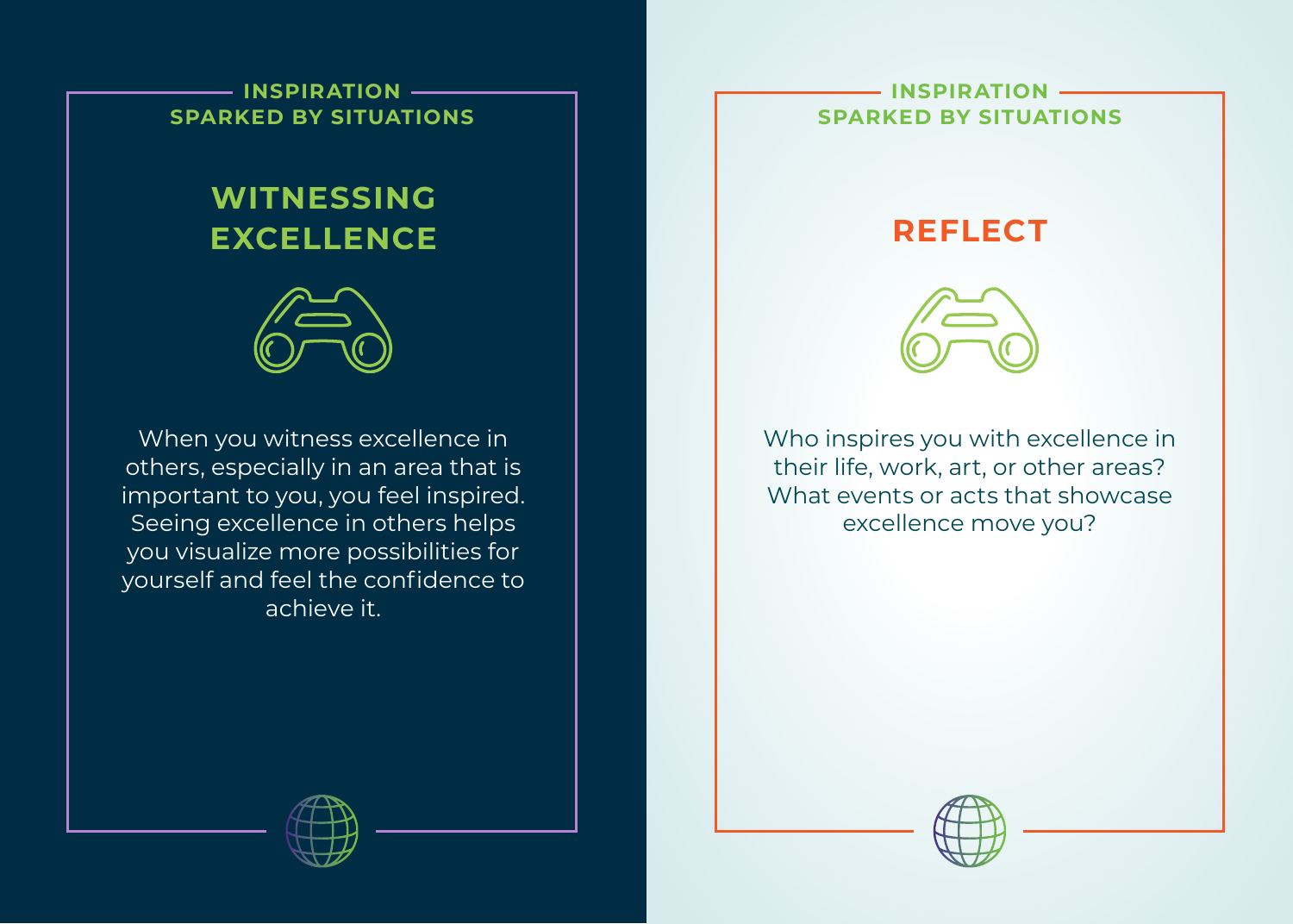INSPIRATION
SPARKED BY SITUATIONS

## WITNESSING EXCELLENCE

When you witness excellence in others, especially in an area that is important to you, you feel inspired. Seeing excellence in others helps you visualize more possibilities for yourself and feel the confidence to achieve it.

INSPIRATION
SPARKED BY SITUATIONS

## REFLECT

Who inspires you with excellence in their life, work, art, or other areas? What events or acts that showcase excellence move you?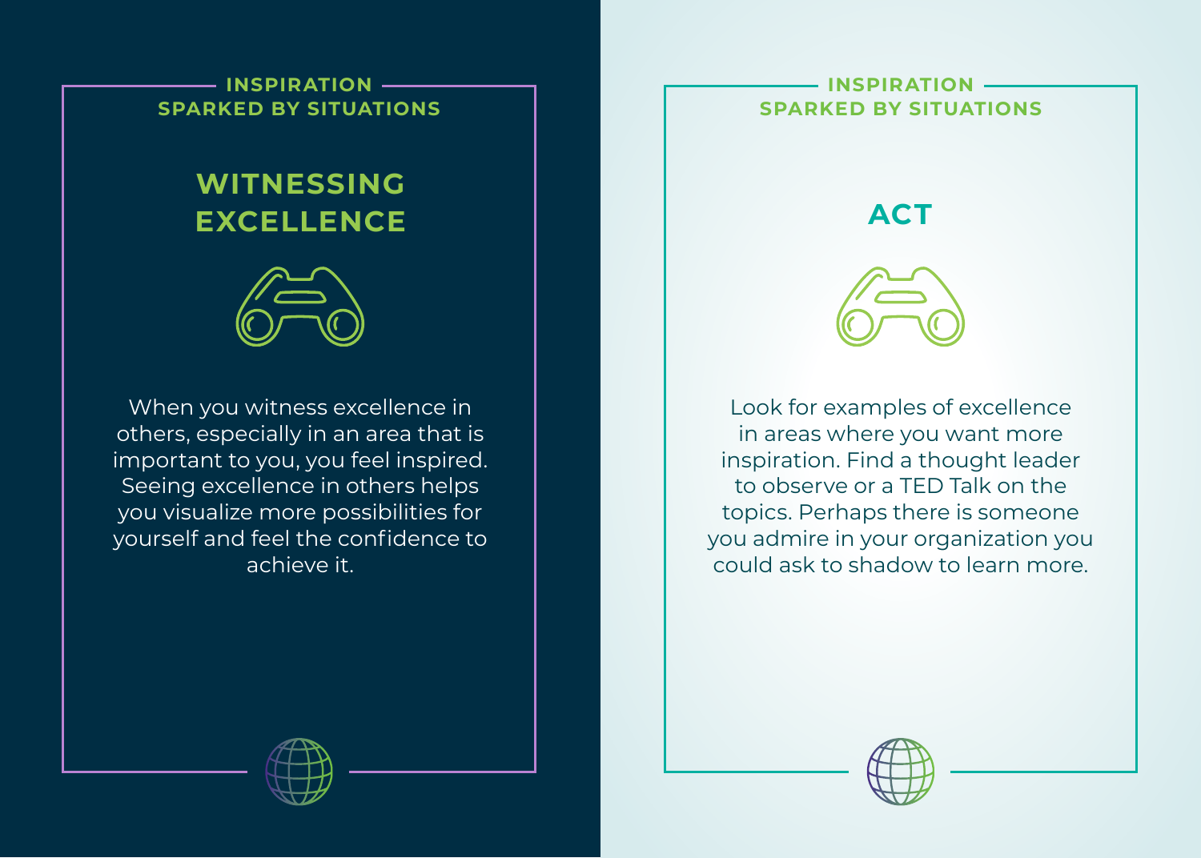INSPIRATION SPARKED BY SITUATIONS

## WITNESSING EXCELLENCE

When you witness excellence in others, especially in an area that is important to you, you feel inspired. Seeing excellence in others helps you visualize more possibilities for yourself and feel the confidence to achieve it.

INSPIRATION SPARKED BY SITUATIONS

## ACT

Look for examples of excellence in areas where you want more inspiration. Find a thought leader to observe or a TED Talk on the topics. Perhaps there is someone you admire in your organization you could ask to shadow to learn more.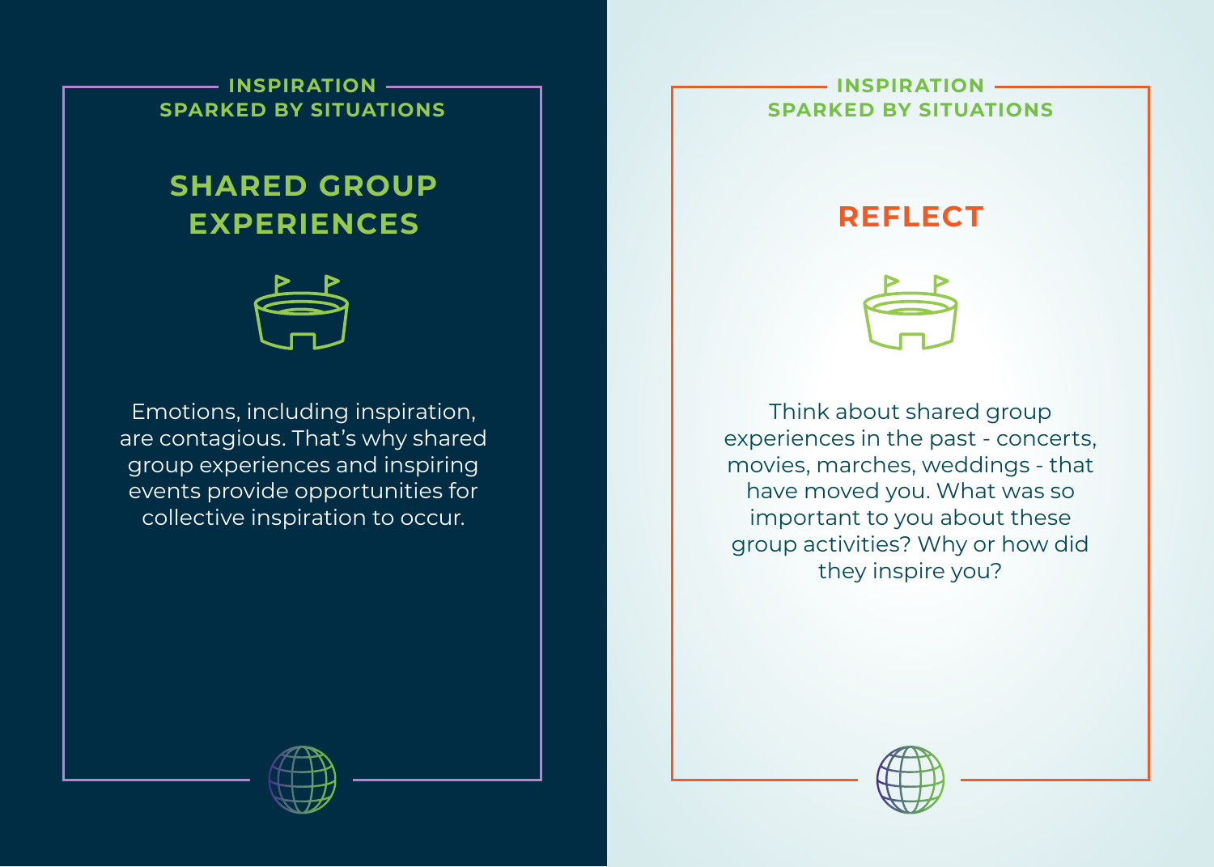INSPIRATION SPARKED BY SITUATIONS

## SHARED GROUP EXPERIENCES

Emotions, including inspiration, are contagious. That's why shared group experiences and inspiring events provide opportunities for collective inspiration to occur.

INSPIRATION SPARKED BY SITUATIONS

## REFLECT

Think about shared group experiences in the past - concerts, movies, marches, weddings - that have moved you. What was so important to you about these group activities? Why or how did they inspire you?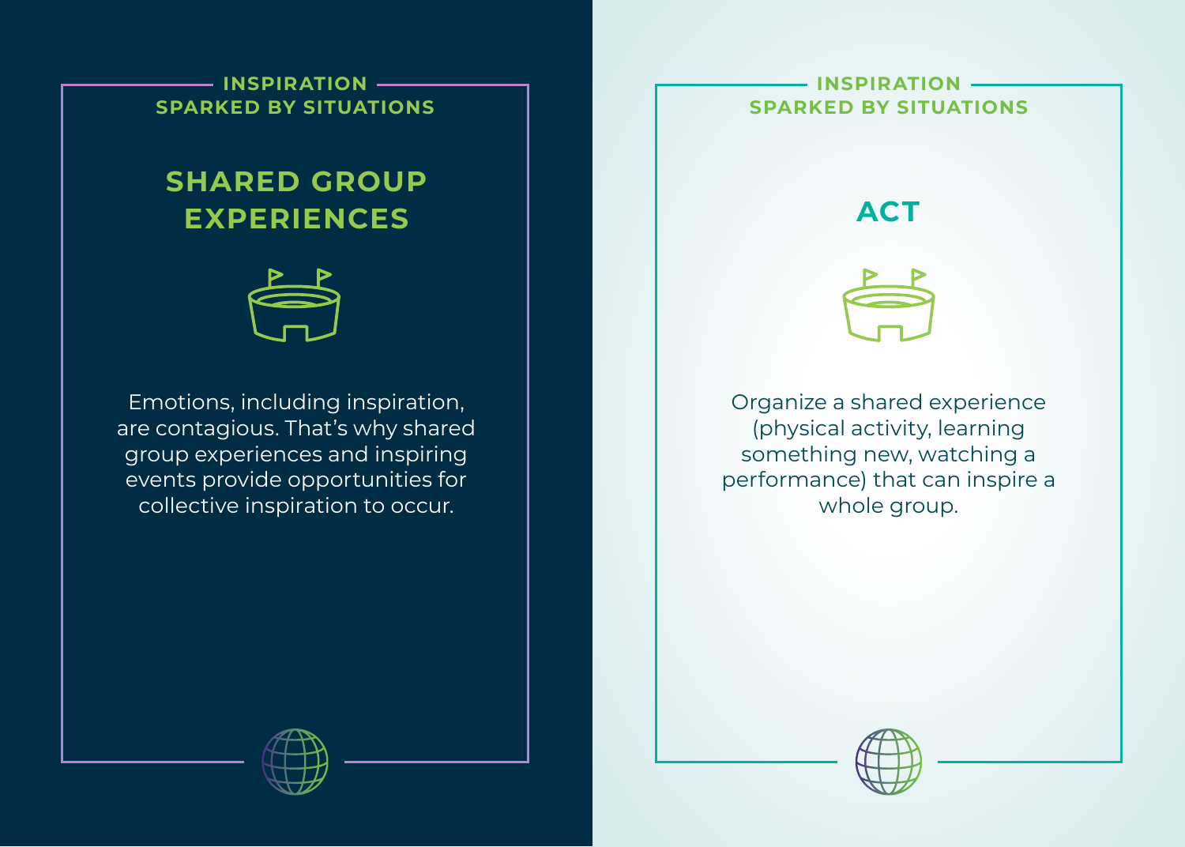INSPIRATION
SPARKED BY SITUATIONS

## SHARED GROUP EXPERIENCES

Emotions, including inspiration, are contagious. That's why shared group experiences and inspiring events provide opportunities for collective inspiration to occur.

INSPIRATION
SPARKED BY SITUATIONS

## ACT

Organize a shared experience (physical activity, learning something new, watching a performance) that can inspire a whole group.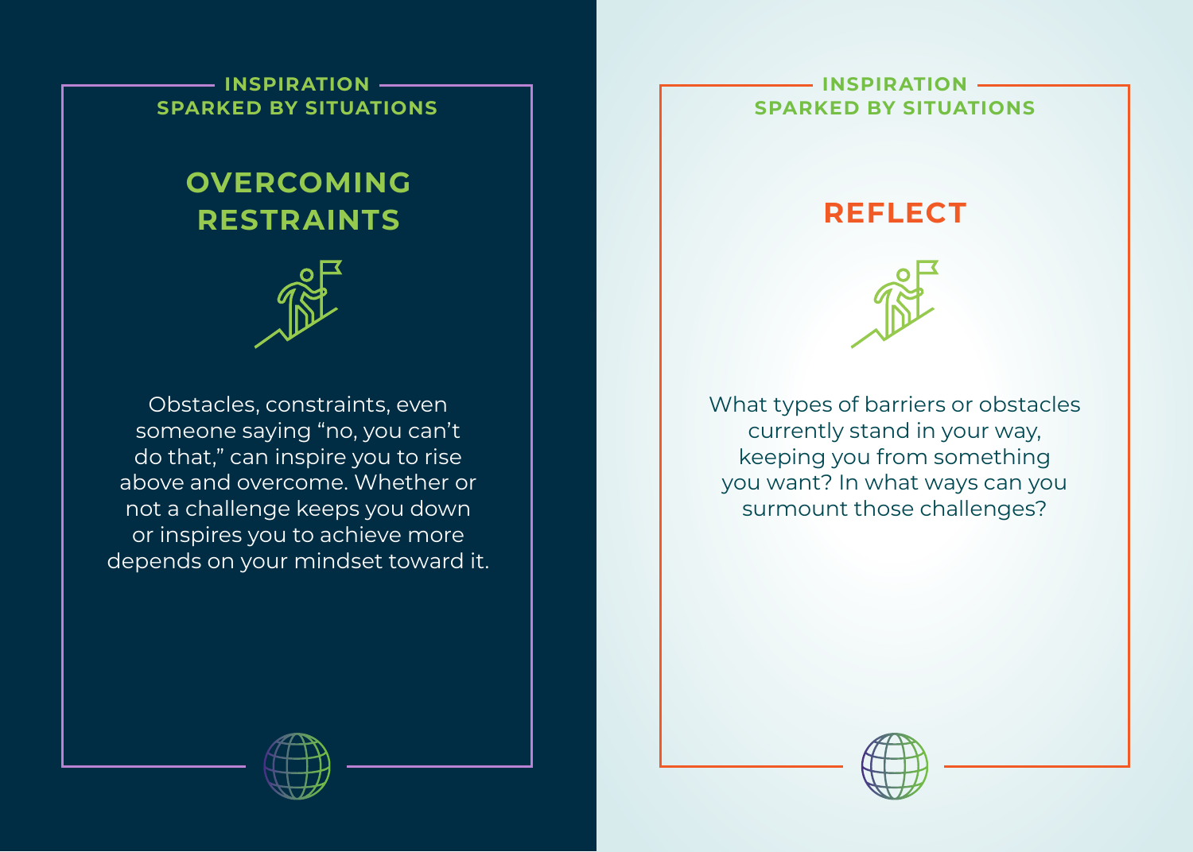INSPIRATION SPARKED BY SITUATIONS

## OVERCOMING RESTRAINTS

Obstacles, constraints, even someone saying “no, you can’t do that,” can inspire you to rise above and overcome. Whether or not a challenge keeps you down or inspires you to achieve more depends on your mindset toward it.

INSPIRATION SPARKED BY SITUATIONS

## REFLECT

What types of barriers or obstacles currently stand in your way, keeping you from something you want? In what ways can you surmount those challenges?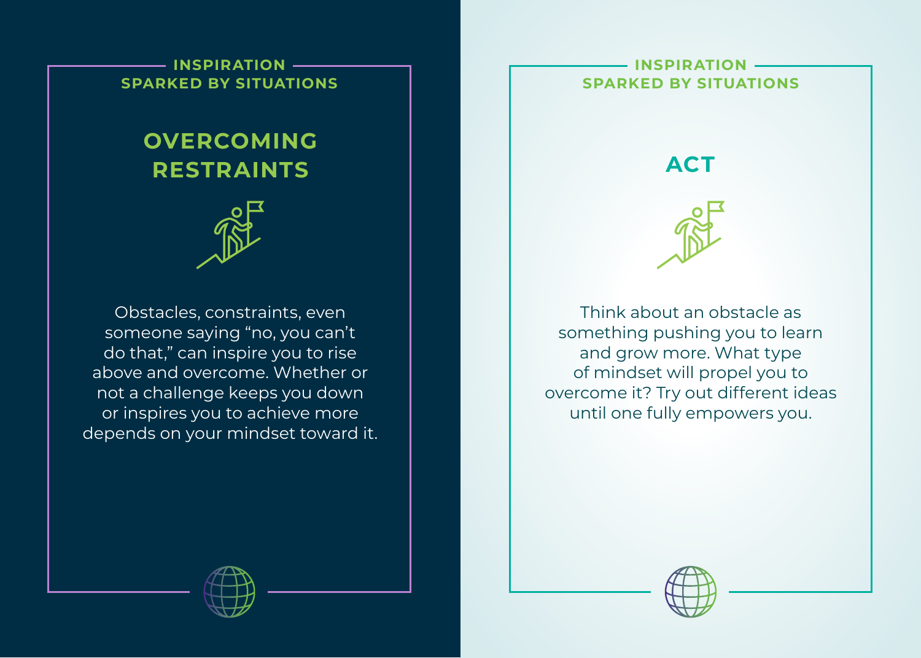INSPIRATION SPARKED BY SITUATIONS

## OVERCOMING RESTRAINTS

Obstacles, constraints, even someone saying “no, you can’t do that,” can inspire you to rise above and overcome. Whether or not a challenge keeps you down or inspires you to achieve more depends on your mindset toward it.

INSPIRATION SPARKED BY SITUATIONS

## ACT

Think about an obstacle as something pushing you to learn and grow more. What type of mindset will propel you to overcome it? Try out different ideas until one fully empowers you.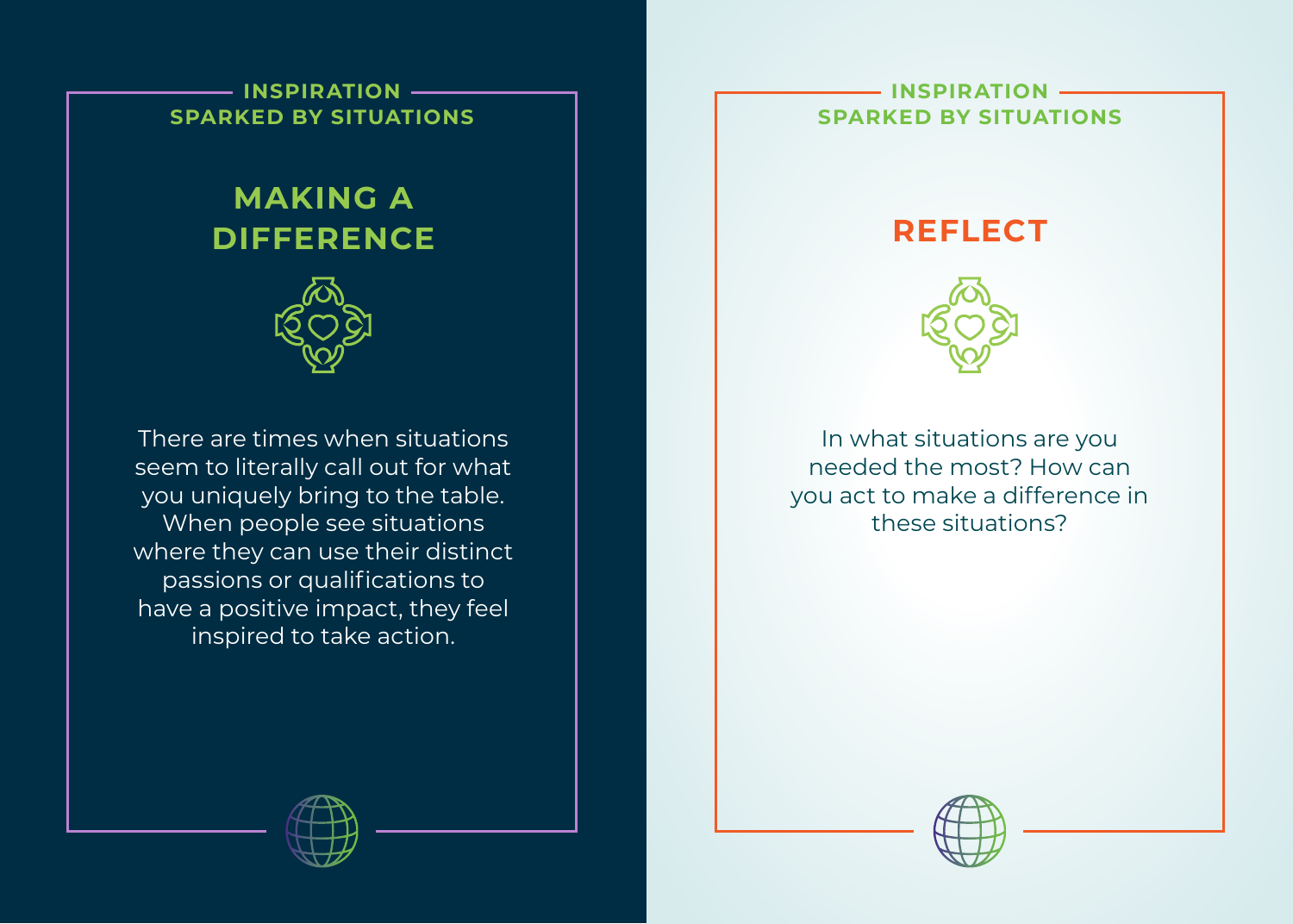INSPIRATION SPARKED BY SITUATIONS

## MAKING A DIFFERENCE

There are times when situations seem to literally call out for what you uniquely bring to the table. When people see situations where they can use their distinct passions or qualifications to have a positive impact, they feel inspired to take action.

INSPIRATION SPARKED BY SITUATIONS

## REFLECT

In what situations are you needed the most? How can you act to make a difference in these situations?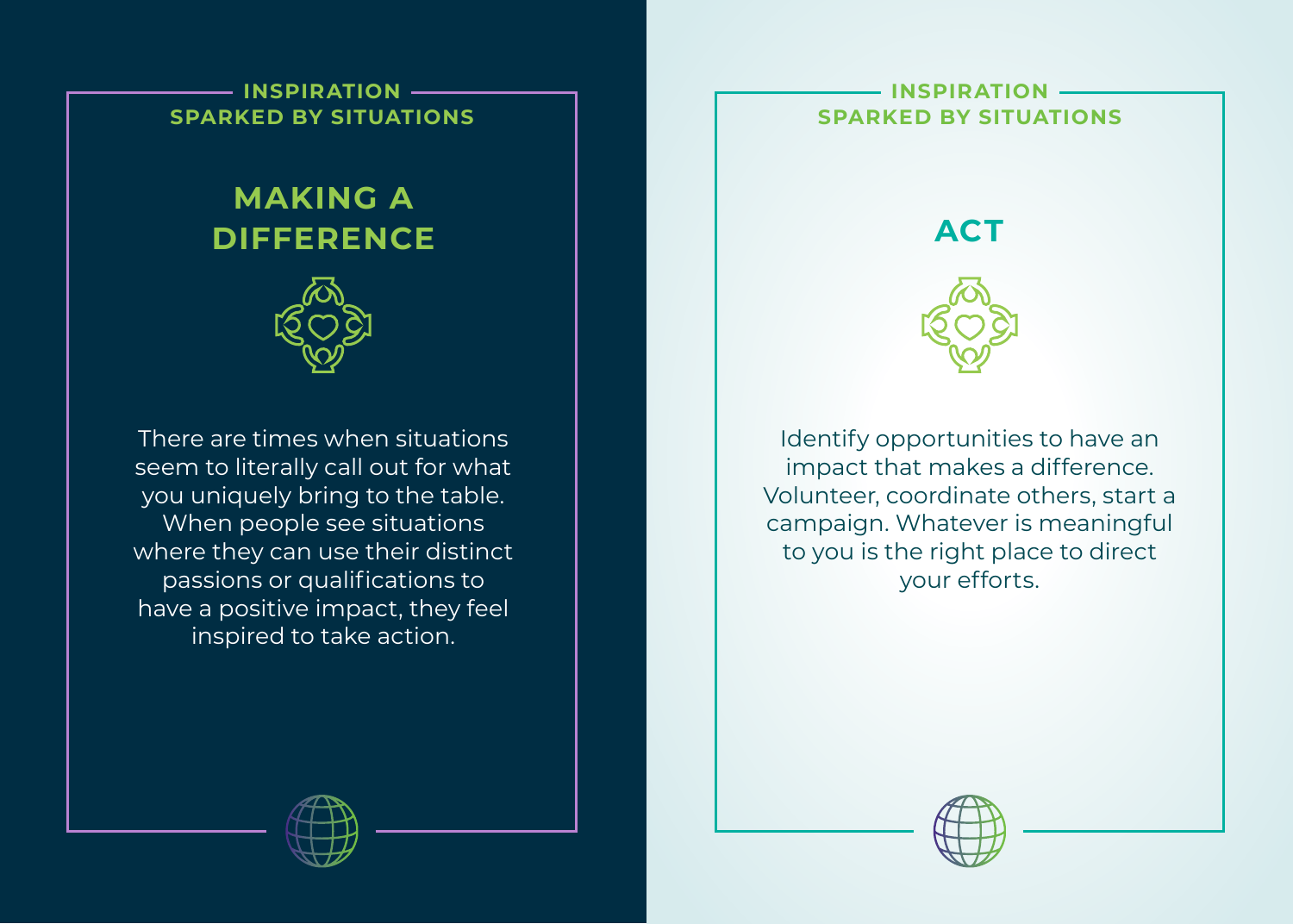INSPIRATION
SPARKED BY SITUATIONS

## MAKING A DIFFERENCE

There are times when situations seem to literally call out for what you uniquely bring to the table. When people see situations where they can use their distinct passions or qualifications to have a positive impact, they feel inspired to take action.

INSPIRATION
SPARKED BY SITUATIONS

## ACT

Identify opportunities to have an impact that makes a difference. Volunteer, coordinate others, start a campaign. Whatever is meaningful to you is the right place to direct your efforts.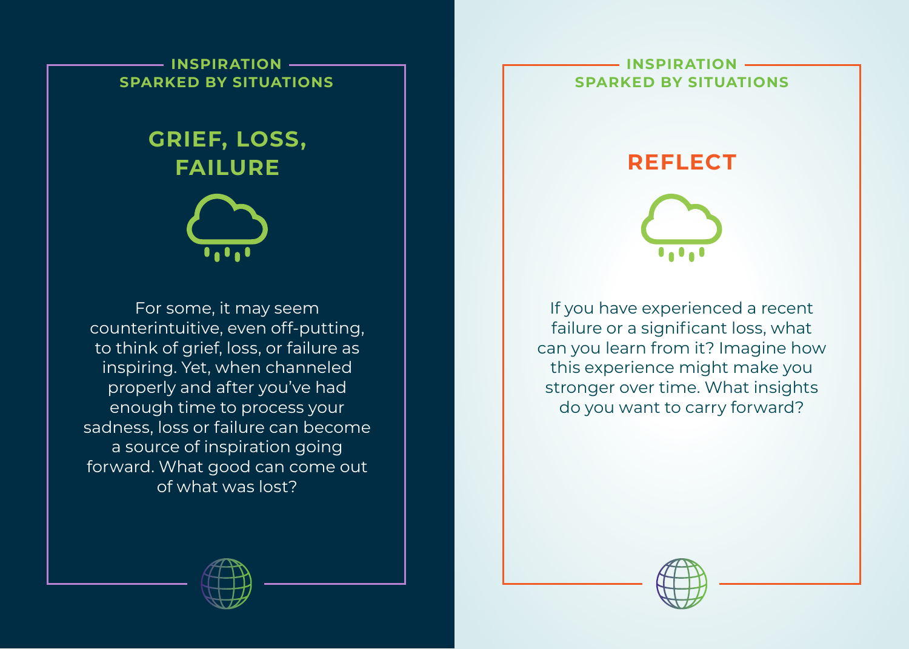INSPIRATION SPARKED BY SITUATIONS

## GRIEF, LOSS, FAILURE

For some, it may seem counterintuitive, even off-putting, to think of grief, loss, or failure as inspiring. Yet, when channeled properly and after you've had enough time to process your sadness, loss or failure can become a source of inspiration going forward. What good can come out of what was lost?

INSPIRATION SPARKED BY SITUATIONS

## REFLECT

If you have experienced a recent failure or a significant loss, what can you learn from it? Imagine how this experience might make you stronger over time. What insights do you want to carry forward?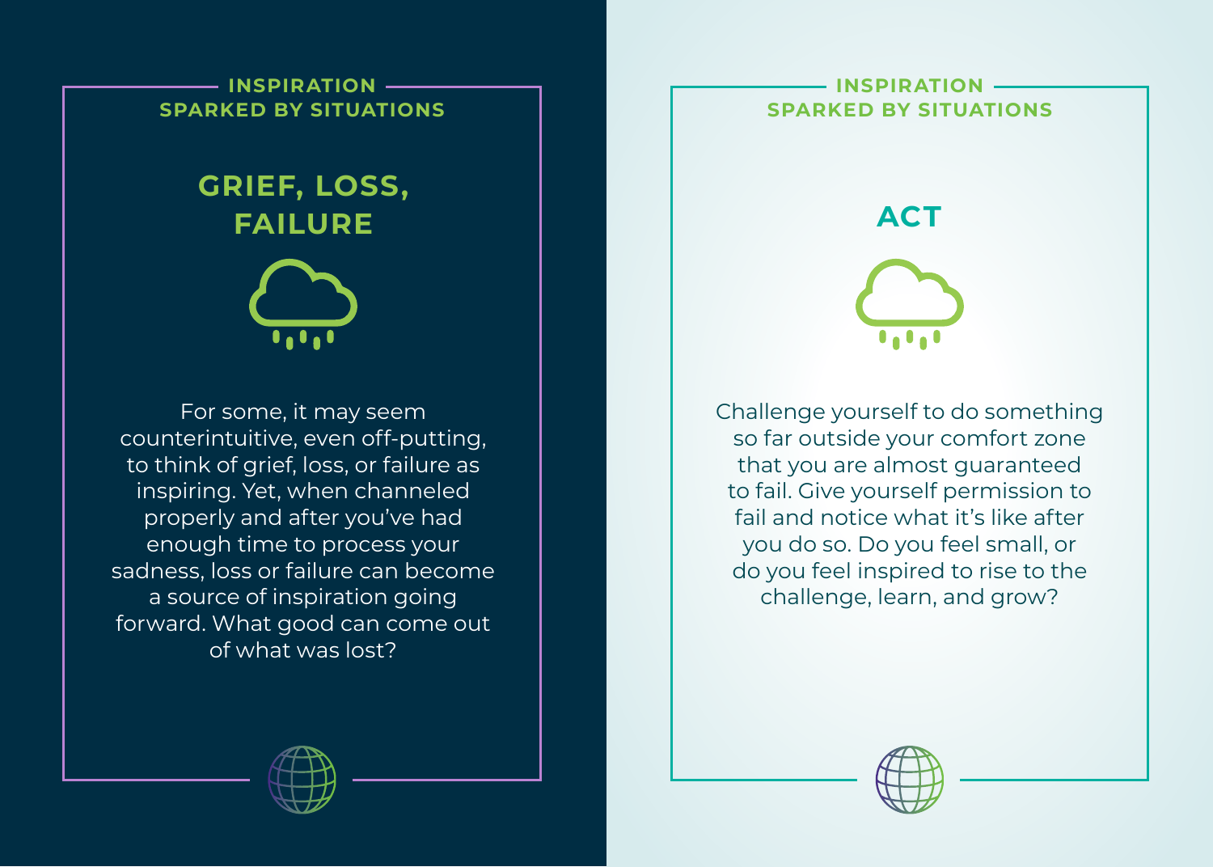INSPIRATION SPARKED BY SITUATIONS

## GRIEF, LOSS, FAILURE

For some, it may seem counterintuitive, even off-putting, to think of grief, loss, or failure as inspiring. Yet, when channeled properly and after you've had enough time to process your sadness, loss or failure can become a source of inspiration going forward. What good can come out of what was lost?

INSPIRATION SPARKED BY SITUATIONS

## ACT

Challenge yourself to do something so far outside your comfort zone that you are almost guaranteed to fail. Give yourself permission to fail and notice what it's like after you do so. Do you feel small, or do you feel inspired to rise to the challenge, learn, and grow?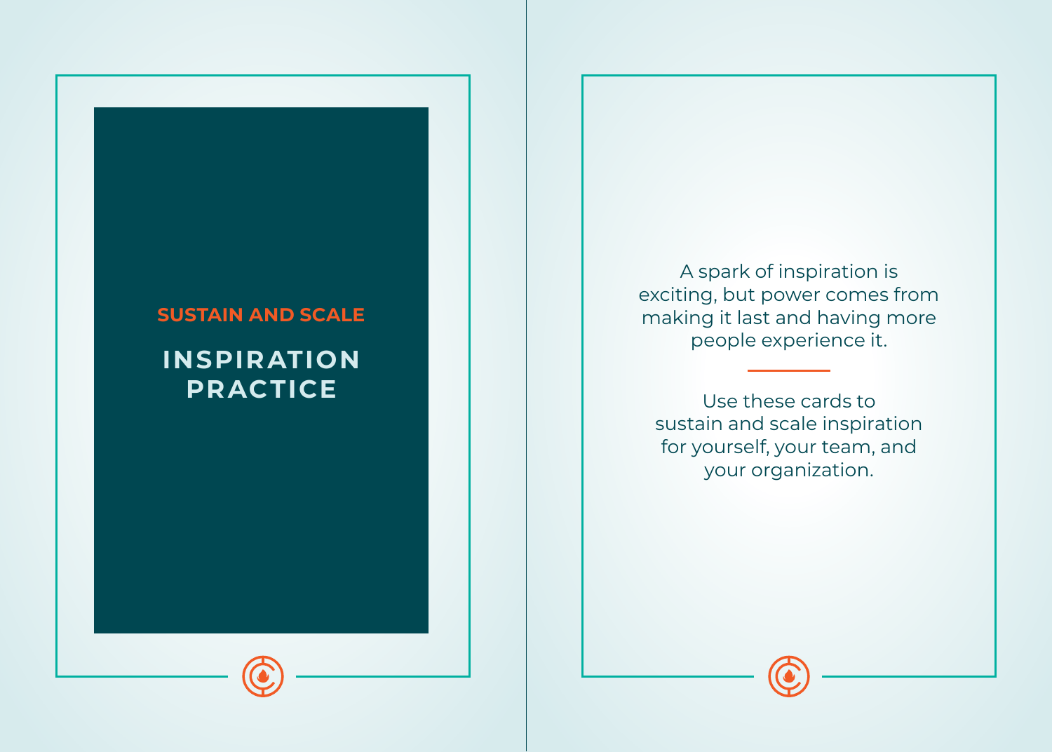SUSTAIN AND SCALE

# INSPIRATION PRACTICE

A spark of inspiration is exciting, but power comes from making it last and having more people experience it.

---

Use these cards to sustain and scale inspiration for yourself, your team, and your organization.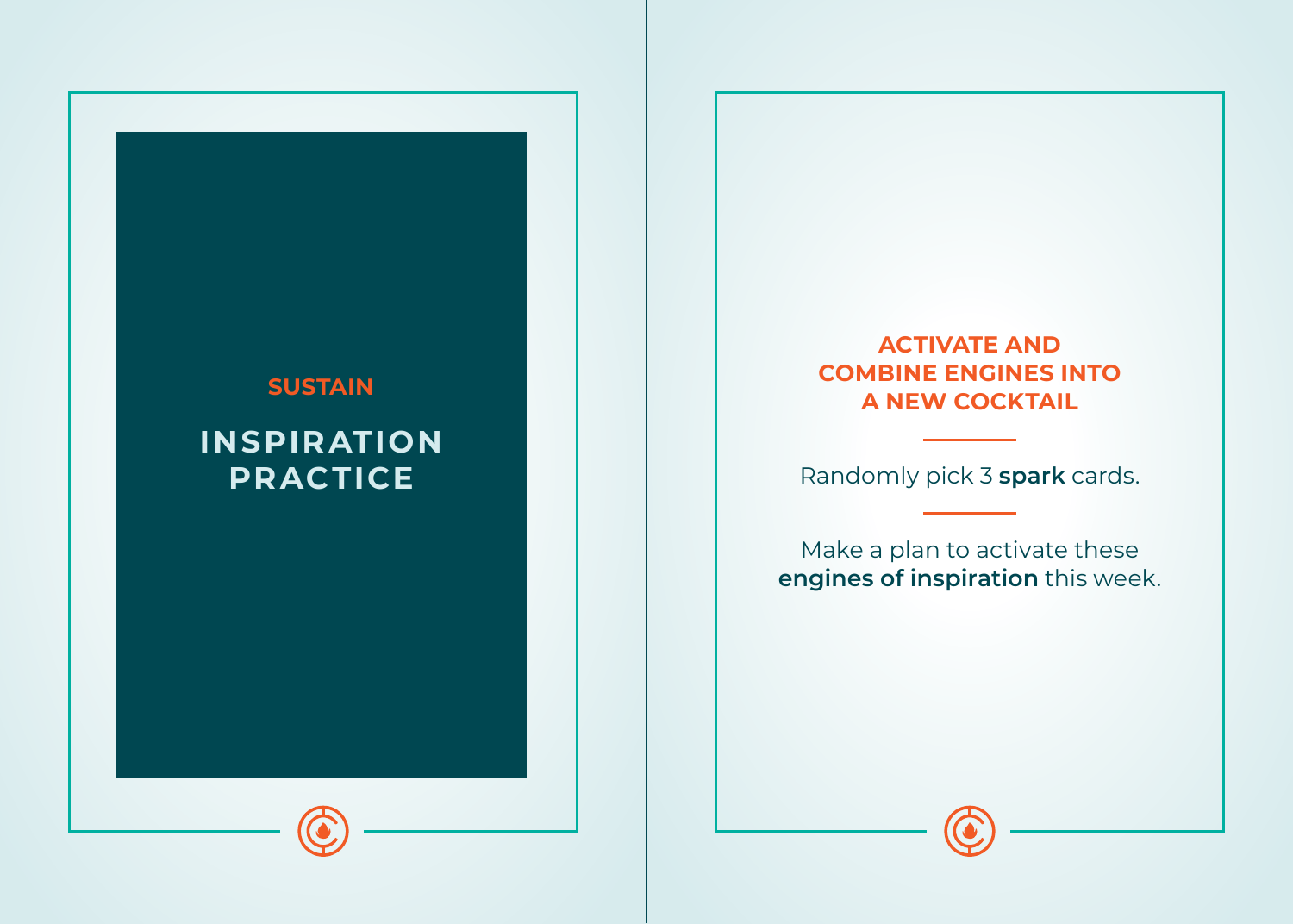SUSTAIN

# INSPIRATION PRACTICE

## ACTIVATE AND COMBINE ENGINES INTO A NEW COCKTAIL

Randomly pick 3 **spark** cards.

Make a plan to activate these **engines of inspiration** this week.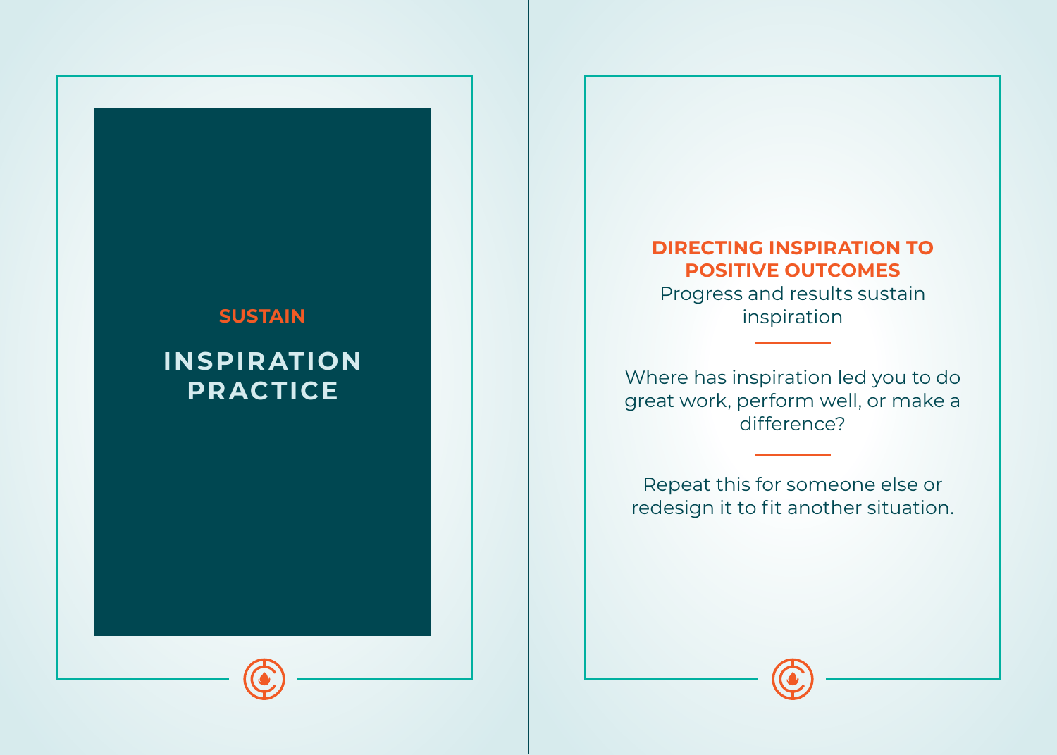SUSTAIN

# INSPIRATION PRACTICE

## DIRECTING INSPIRATION TO POSITIVE OUTCOMES

Progress and results sustain inspiration

---

Where has inspiration led you to do great work, perform well, or make a difference?

---

Repeat this for someone else or redesign it to fit another situation.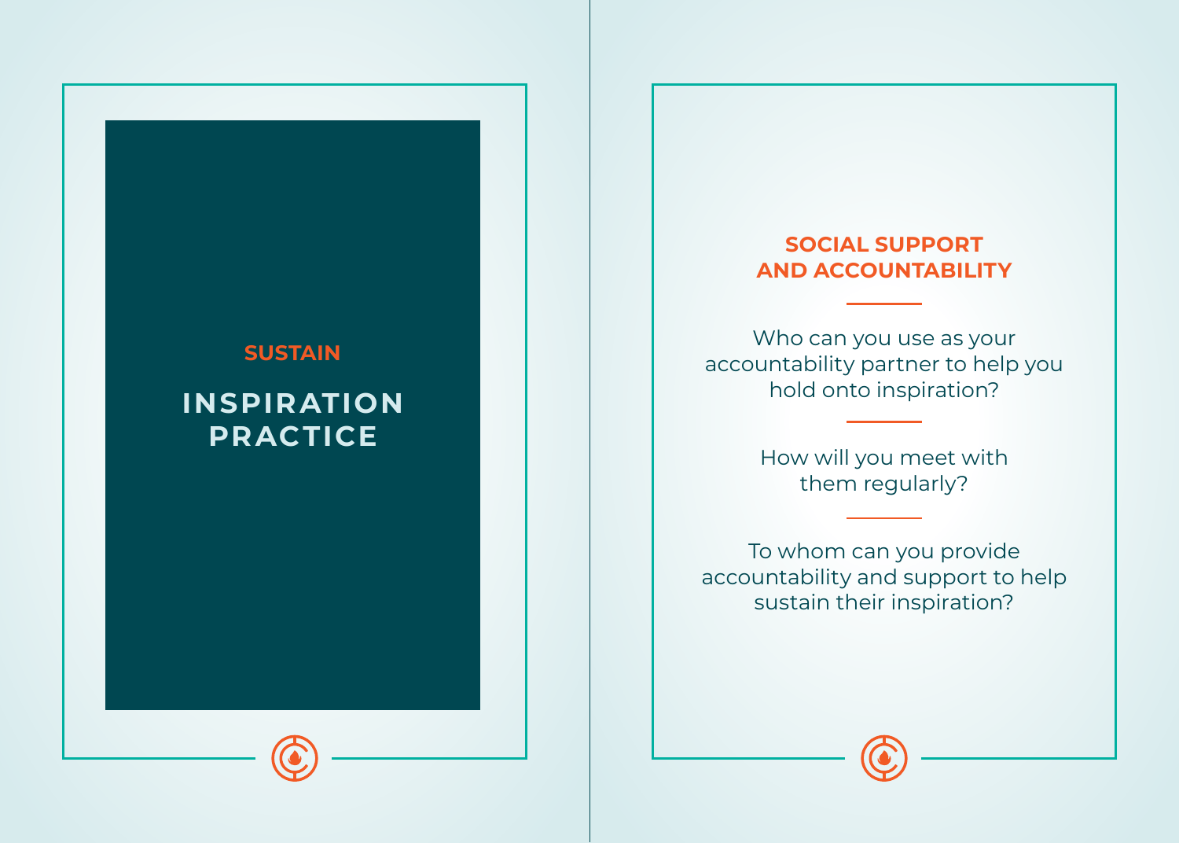SUSTAIN

# INSPIRATION PRACTICE

## SOCIAL SUPPORT AND ACCOUNTABILITY

Who can you use as your accountability partner to help you hold onto inspiration?

How will you meet with them regularly?

To whom can you provide accountability and support to help sustain their inspiration?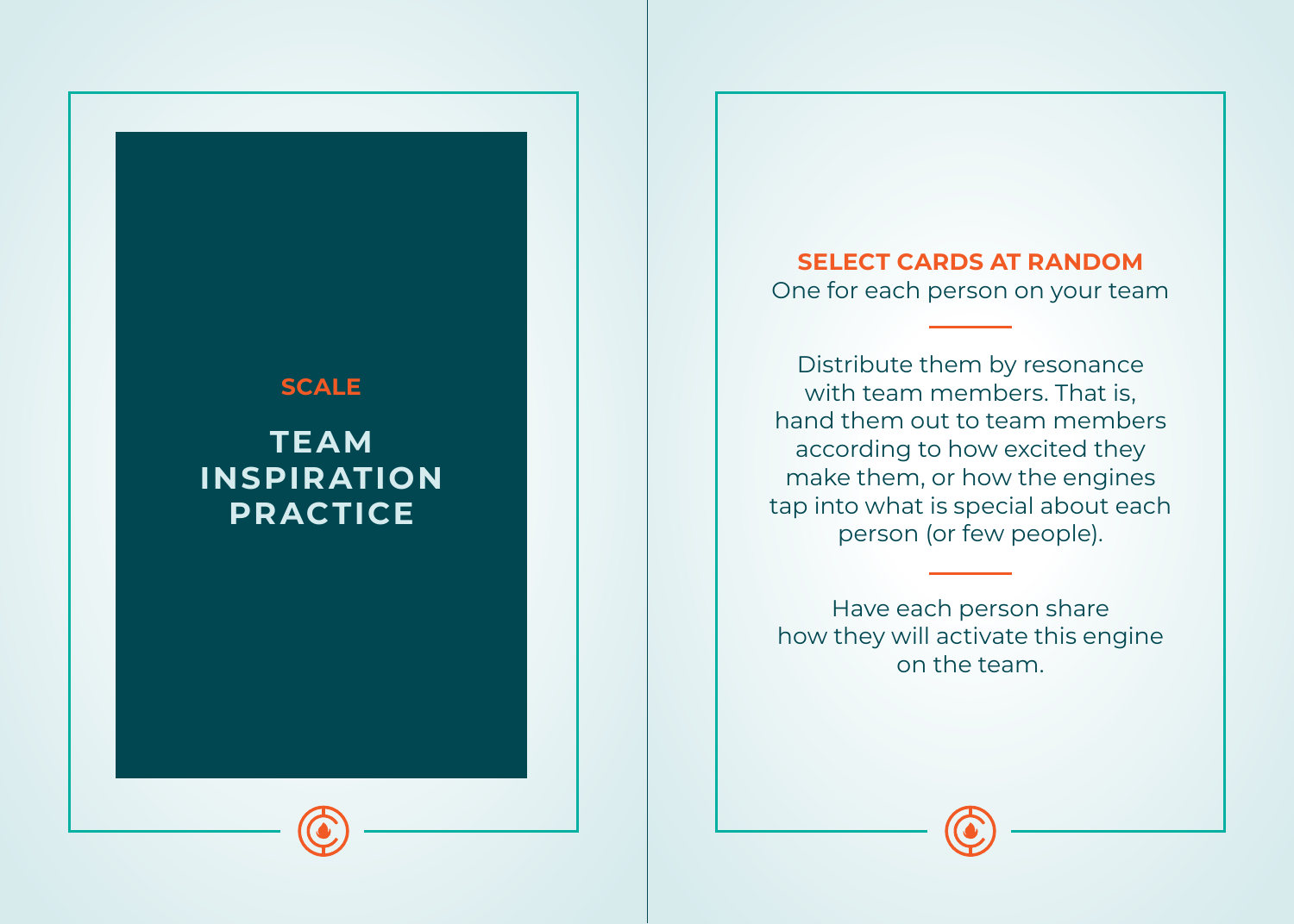**SCALE**

# TEAM INSPIRATION PRACTICE

**SELECT CARDS AT RANDOM**

One for each person on your team

---

Distribute them by resonance with team members. That is, hand them out to team members according to how excited they make them, or how the engines tap into what is special about each person (or few people).

---

Have each person share how they will activate this engine on the team.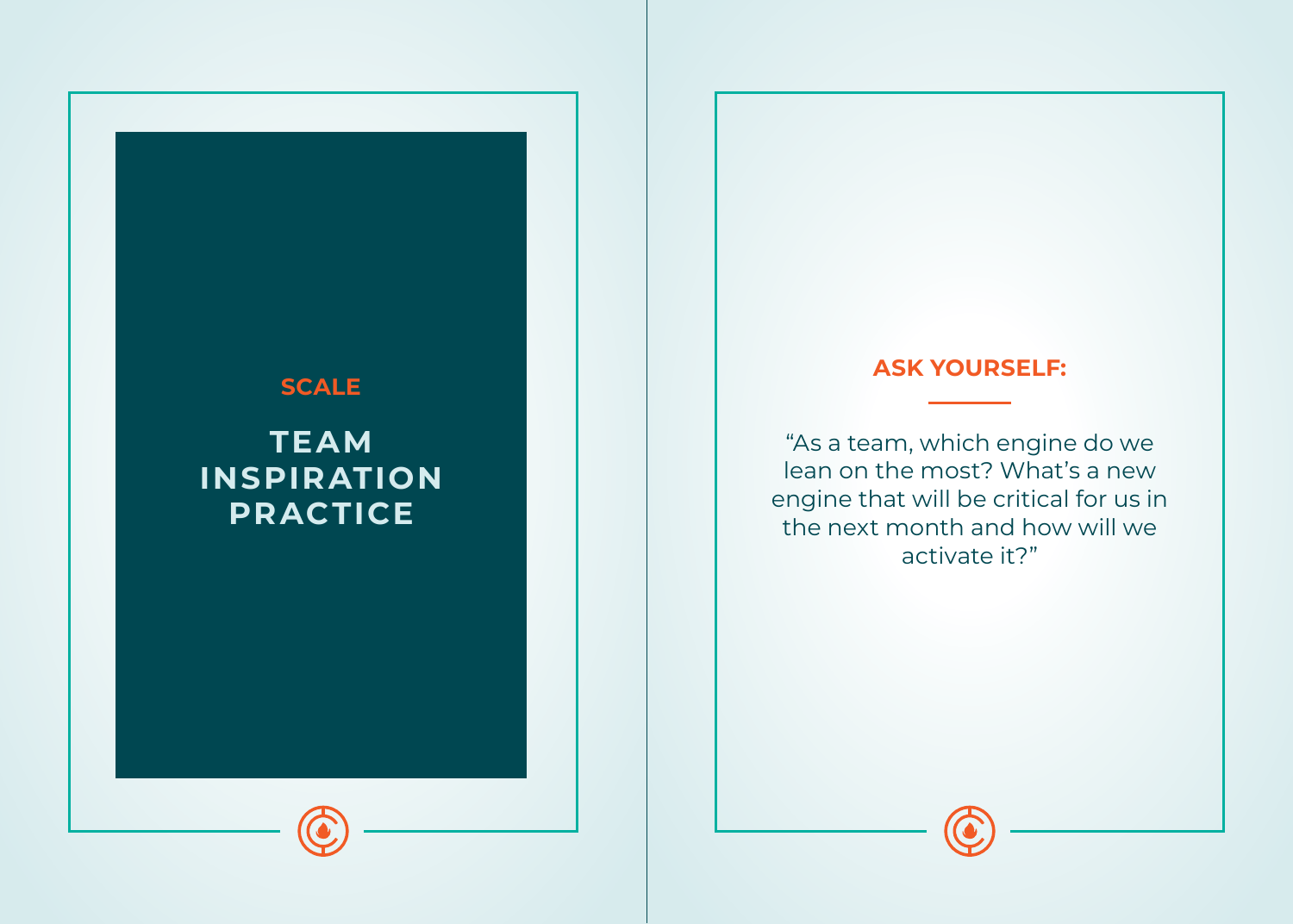SCALE

# TEAM INSPIRATION PRACTICE

**ASK YOURSELF:**

"As a team, which engine do we lean on the most? What's a new engine that will be critical for us in the next month and how will we activate it?"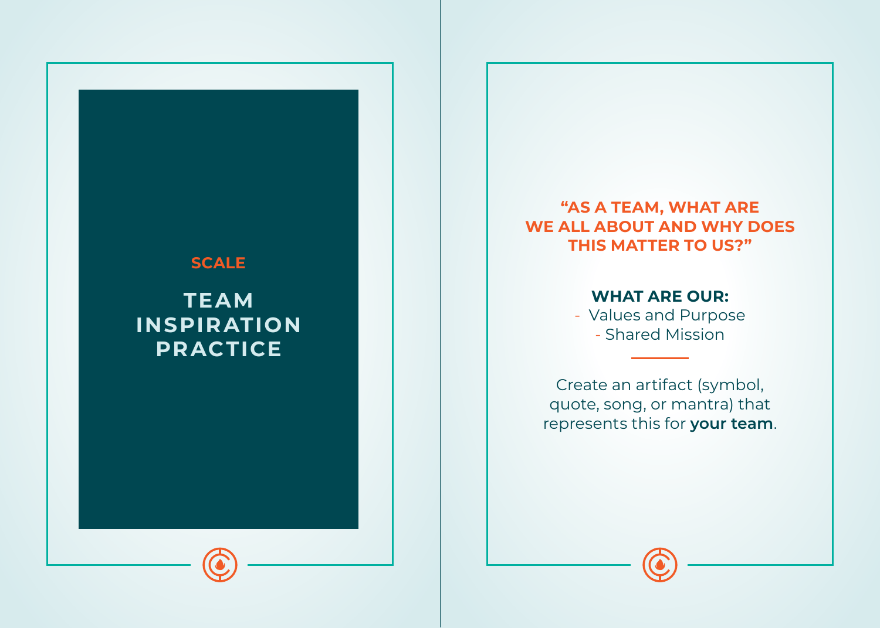SCALE

# TEAM INSPIRATION PRACTICE

**"AS A TEAM, WHAT ARE WE ALL ABOUT AND WHY DOES THIS MATTER TO US?"**

**WHAT ARE OUR:**

- Values and Purpose
- Shared Mission

Create an artifact (symbol, quote, song, or mantra) that represents this for **your team**.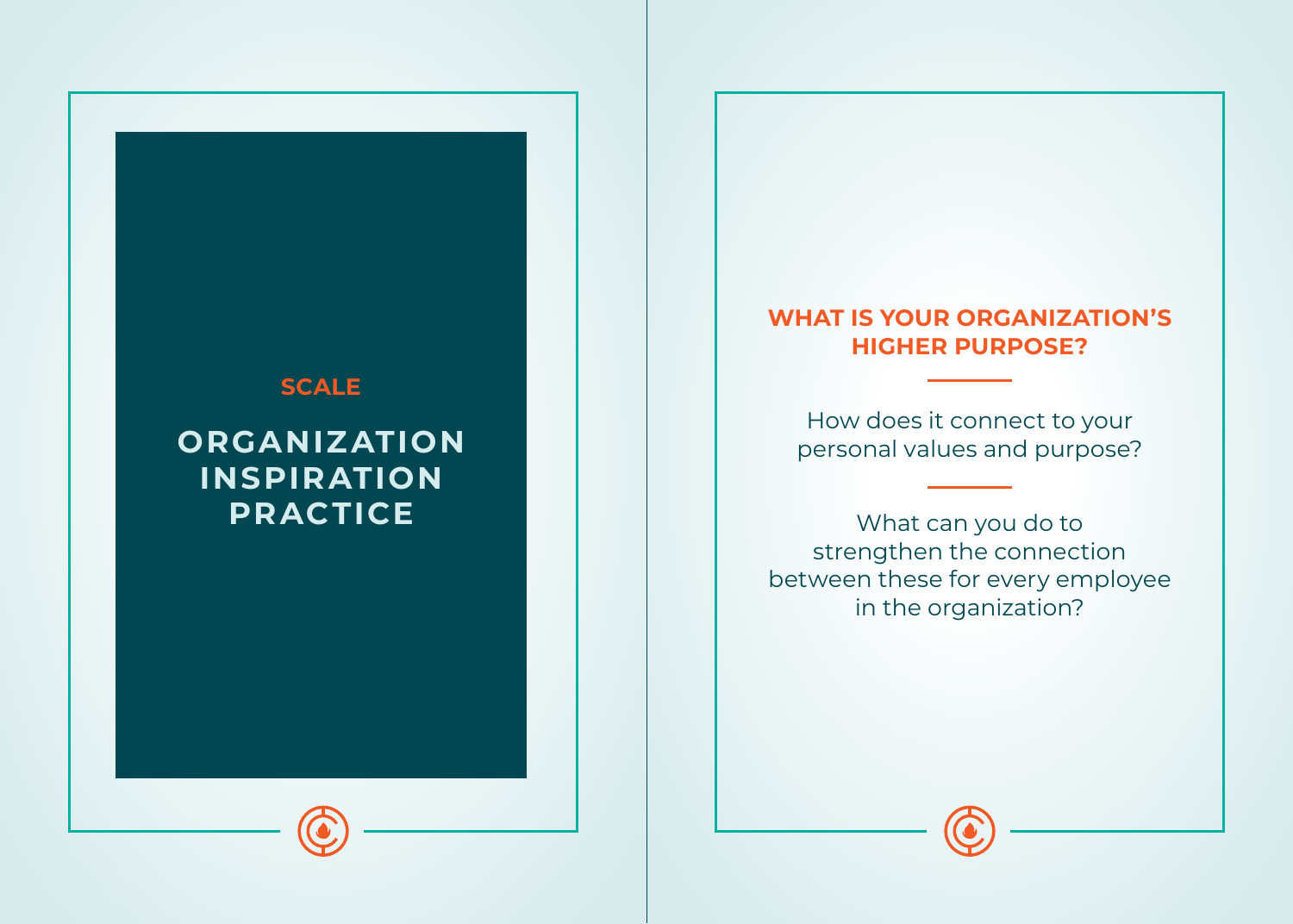SCALE

# ORGANIZATION INSPIRATION PRACTICE

## WHAT IS YOUR ORGANIZATION'S HIGHER PURPOSE?

How does it connect to your personal values and purpose?

What can you do to strengthen the connection between these for every employee in the organization?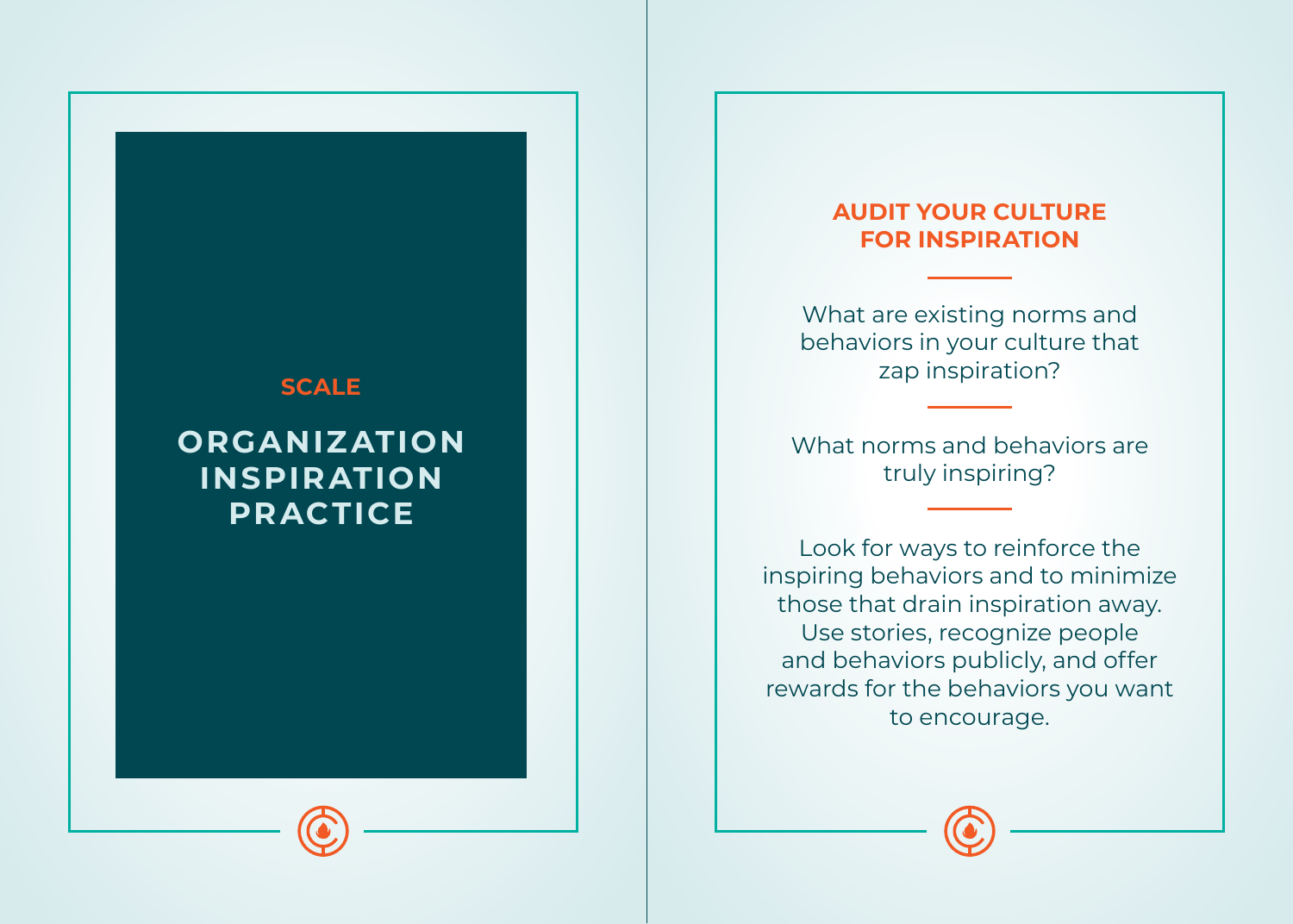SCALE

## ORGANIZATION INSPIRATION PRACTICE

### AUDIT YOUR CULTURE FOR INSPIRATION

What are existing norms and behaviors in your culture that zap inspiration?

What norms and behaviors are truly inspiring?

Look for ways to reinforce the inspiring behaviors and to minimize those that drain inspiration away. Use stories, recognize people and behaviors publicly, and offer rewards for the behaviors you want to encourage.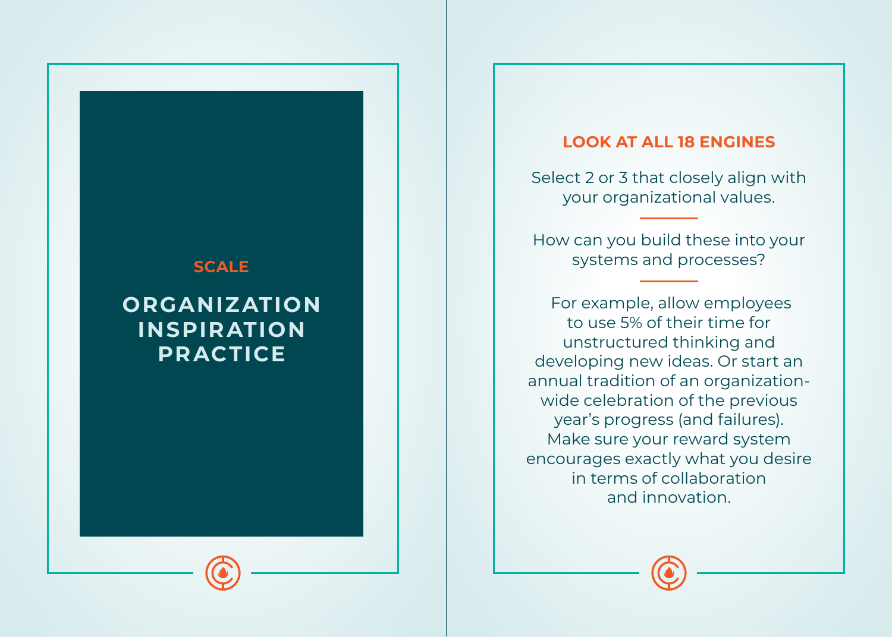SCALE

## ORGANIZATION INSPIRATION PRACTICE

### LOOK AT ALL 18 ENGINES

Select 2 or 3 that closely align with your organizational values.

How can you build these into your systems and processes?

For example, allow employees to use 5% of their time for unstructured thinking and developing new ideas. Or start an annual tradition of an organization-wide celebration of the previous year's progress (and failures). Make sure your reward system encourages exactly what you desire in terms of collaboration and innovation.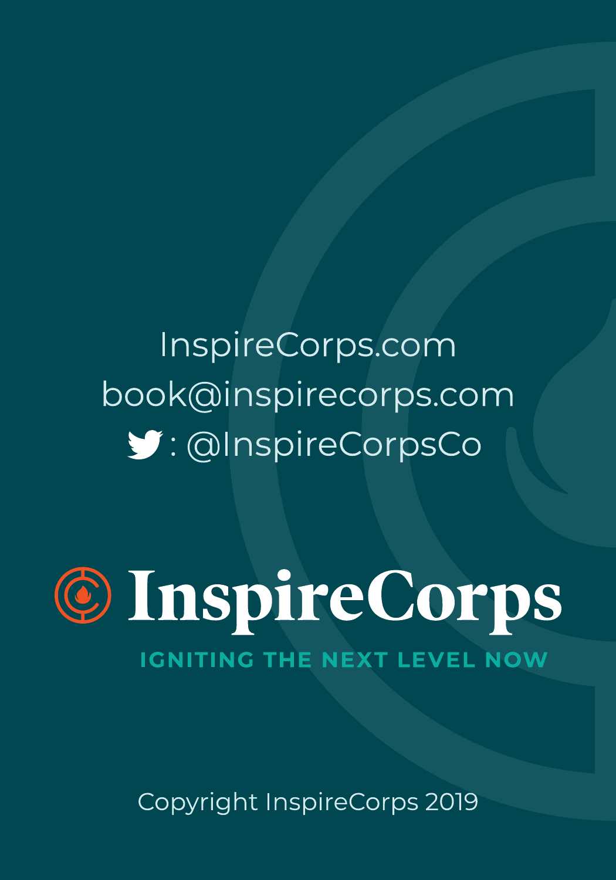InspireCorps.com

book@inspirecorps.com

: @InspireCorpsCo

# InspireCorps

**IGNITING THE NEXT LEVEL NOW**

Copyright InspireCorps 2019